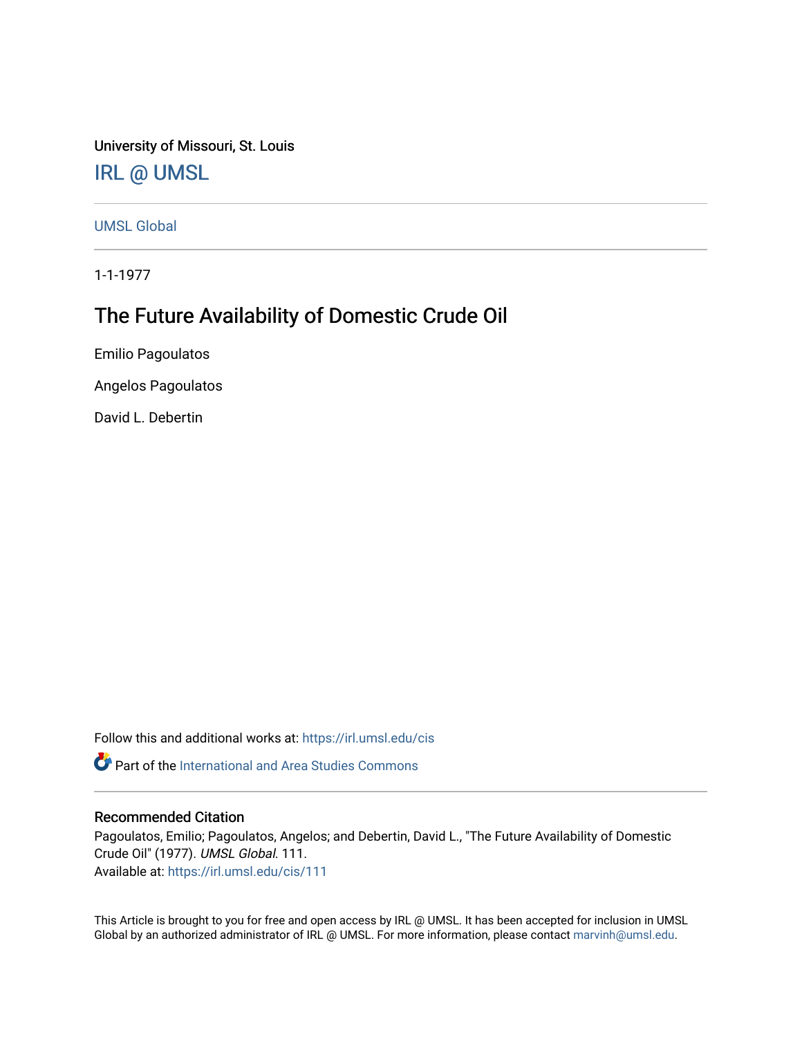University of Missouri, St. Louis

IRL @ UMSL

UMSL Global

1-1-1977

# The Future Availability of Domestic Crude Oil

Emilio Pagoulatos

Angelos Pagoulatos

David L. Debertin

Follow this and additional works at: https://irl.umsl.edu/cis

Part of the International and Area Studies Commons

## Recommended Citation

Pagoulatos, Emilio; Pagoulatos, Angelos; and Debertin, David L., "The Future Availability of Domestic Crude Oil" (1977). *UMSL Global*. 111.
Available at: https://irl.umsl.edu/cis/111

This Article is brought to you for free and open access by IRL @ UMSL. It has been accepted for inclusion in UMSL Global by an authorized administrator of IRL @ UMSL. For more information, please contact marvinh@umsl.edu.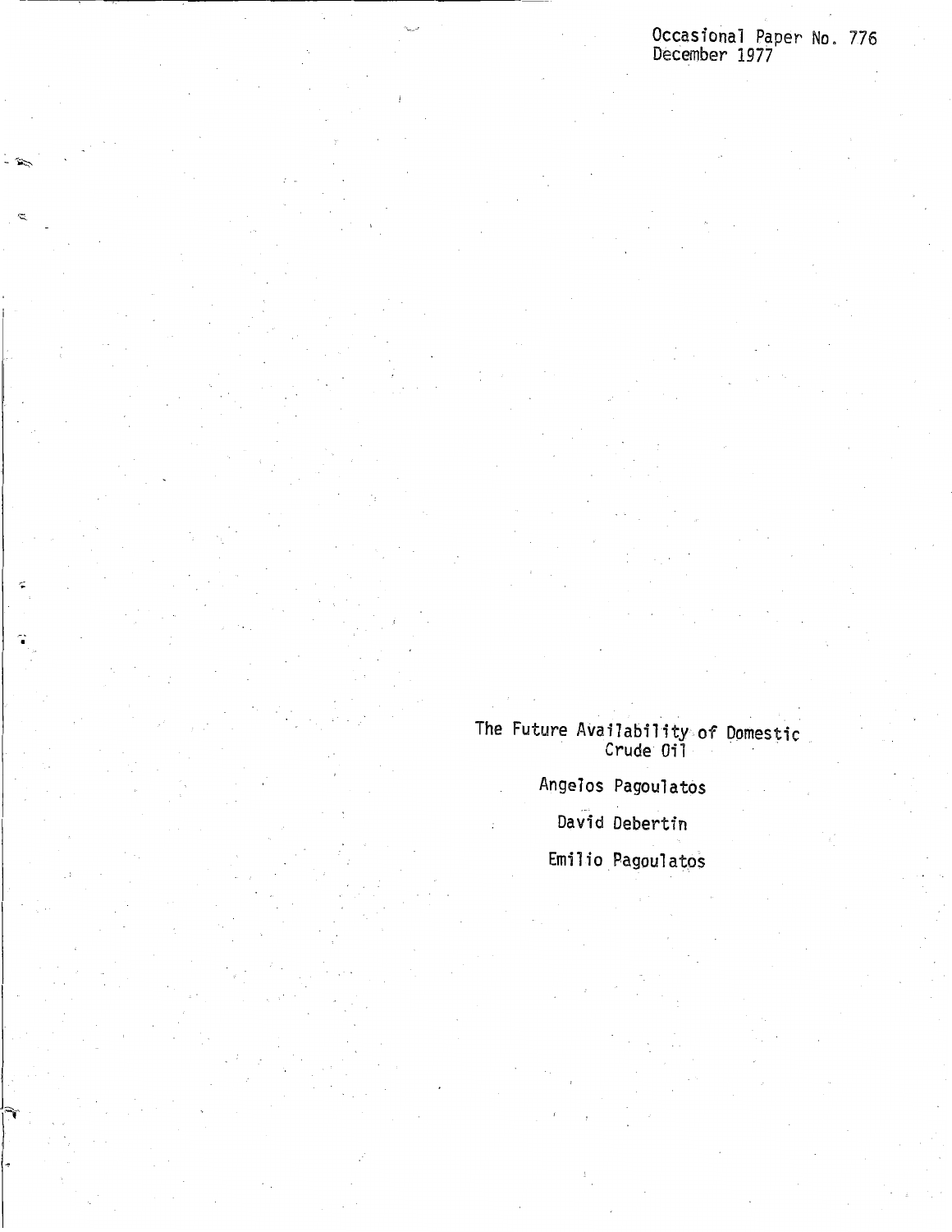Occasional Paper No. 776
December 1977

# The Future Availability of Domestic Crude Oil

Angelos Pagoulatos

David Debertin

Emilio Pagoulatos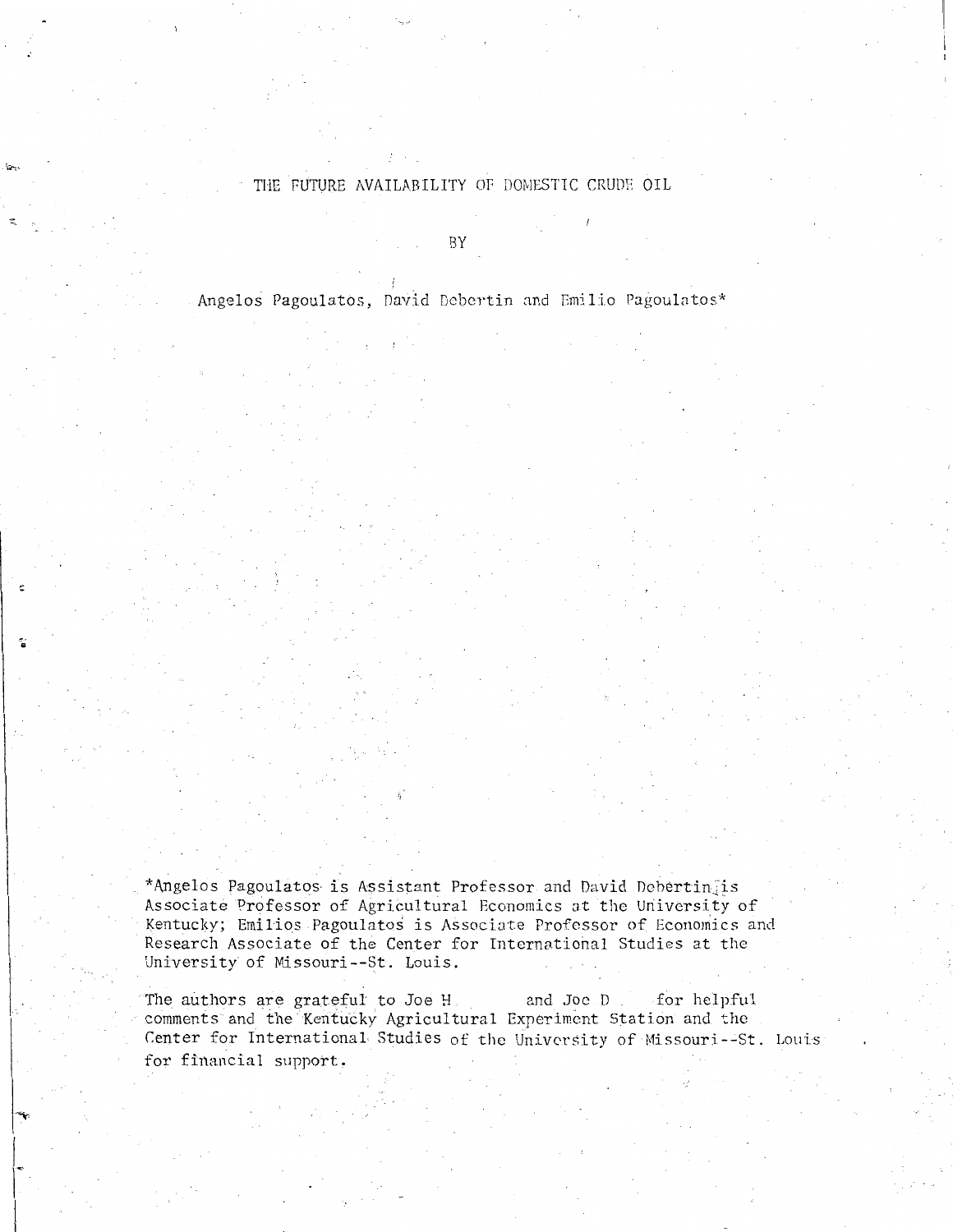# THE FUTURE AVAILABILITY OF DOMESTIC CRUDE OIL

BY

Angelos Pagoulatos, David Debertin and Emilio Pagoulatos*

*Angelos Pagoulatos is Assistant Professor and David Debertin is Associate Professor of Agricultural Economics at the University of Kentucky; Emilios Pagoulatos is Associate Professor of Economics and Research Associate of the Center for International Studies at the University of Missouri--St. Louis.

The authors are grateful to Joe H and Joe D for helpful comments and the Kentucky Agricultural Experiment Station and the Center for International Studies of the University of Missouri--St. Louis for financial support.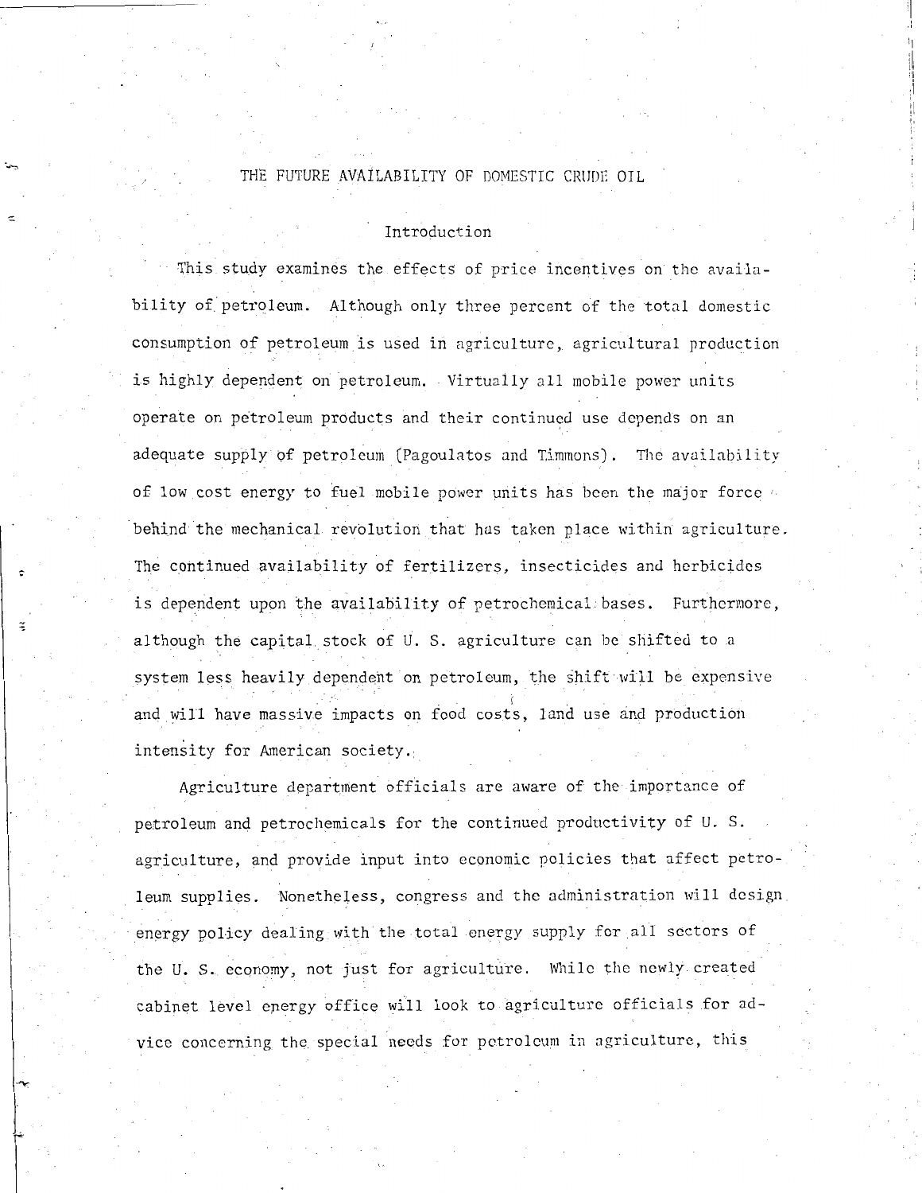# THE FUTURE AVAILABILITY OF DOMESTIC CRUDE OIL

## Introduction

This study examines the effects of price incentives on the availability of petroleum. Although only three percent of the total domestic consumption of petroleum is used in agriculture, agricultural production is highly dependent on petroleum. Virtually all mobile power units operate on petroleum products and their continued use depends on an adequate supply of petroleum (Pagoulatos and Timmons). The availability of low cost energy to fuel mobile power units has been the major force behind the mechanical revolution that has taken place within agriculture. The continued availability of fertilizers, insecticides and herbicides is dependent upon the availability of petrochemical bases. Furthermore, although the capital stock of U. S. agriculture can be shifted to a system less heavily dependent on petroleum, the shift will be expensive and will have massive impacts on food costs, land use and production intensity for American society.

Agriculture department officials are aware of the importance of petroleum and petrochemicals for the continued productivity of U. S. agriculture, and provide input into economic policies that affect petroleum supplies. Nonetheless, congress and the administration will design energy policy dealing with the total energy supply for all sectors of the U. S. economy, not just for agriculture. While the newly created cabinet level energy office will look to agriculture officials for advice concerning the special needs for petroleum in agriculture, this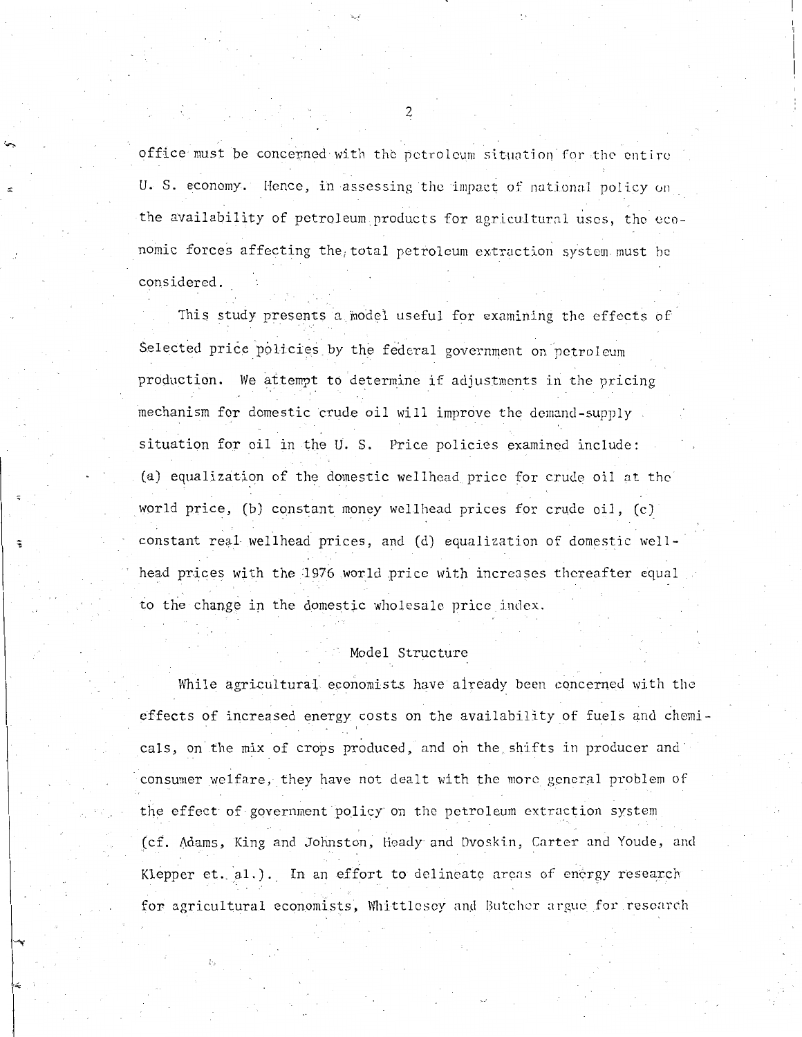office must be concerned with the petroleum situation for the entire U. S. economy. Hence, in assessing the impact of national policy on the availability of petroleum products for agricultural uses, the economic forces affecting the total petroleum extraction system must be considered.

This study presents a model useful for examining the effects of Selected price policies by the federal government on petroleum production. We attempt to determine if adjustments in the pricing mechanism for domestic crude oil will improve the demand-supply situation for oil in the U. S. Price policies examined include: (a) equalization of the domestic wellhead price for crude oil at the world price, (b) constant money wellhead prices for crude oil, (c) constant real wellhead prices, and (d) equalization of domestic wellhead prices with the 1976 world price with increases thereafter equal to the change in the domestic wholesale price index.

## Model Structure

While agricultural economists have already been concerned with the effects of increased energy costs on the availability of fuels and chemicals, on the mix of crops produced, and on the shifts in producer and consumer welfare, they have not dealt with the more general problem of the effect of government policy on the petroleum extraction system (cf. Adams, King and Johnston, Heady and Dvoskin, Carter and Youde, and Klepper et. al.). In an effort to delineate areas of energy research for agricultural economists, Whittlesey and Butcher argue for research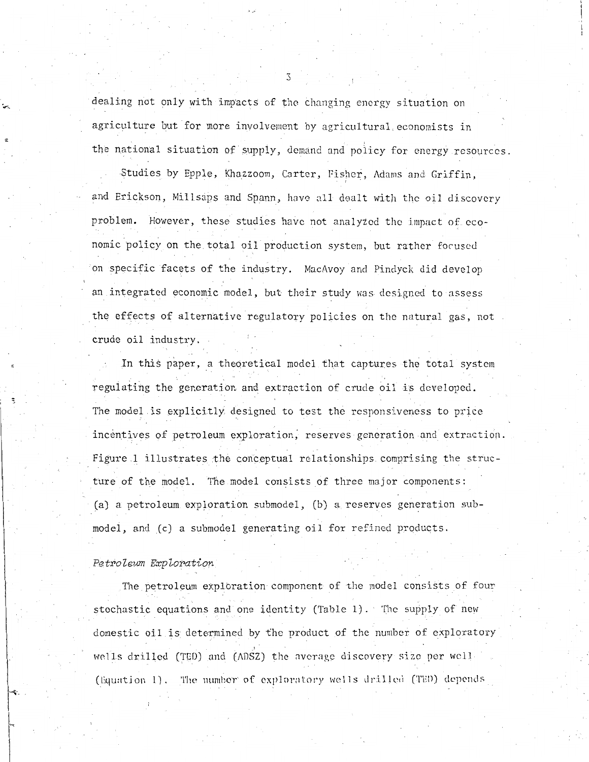dealing not only with impacts of the changing energy situation on agriculture but for more involvement by agricultural economists in the national situation of supply, demand and policy for energy resources.

Studies by Epple, Khazzoom, Carter, Fisher, Adams and Griffin, and Erickson, Millsaps and Spann, have all dealt with the oil discovery problem. However, these studies have not analyzed the impact of economic policy on the total oil production system, but rather focused on specific facets of the industry. MacAvoy and Pindyck did develop an integrated economic model, but their study was designed to assess the effects of alternative regulatory policies on the natural gas, not crude oil industry.

In this paper, a theoretical model that captures the total system regulating the generation and extraction of crude oil is developed. The model is explicitly designed to test the responsiveness to price incentives of petroleum exploration, reserves generation and extraction. Figure 1 illustrates the conceptual relationships comprising the structure of the model. The model consists of three major components: (a) a petroleum exploration submodel, (b) a reserves generation submodel, and (c) a submodel generating oil for refined products.

### *Petroleum Exploration*

The petroleum exploration component of the model consists of four stochastic equations and one identity (Table 1). The supply of new domestic oil is determined by the product of the number of exploratory wells drilled (TED) and (ADSZ) the average discovery size per well (Equation 1). The number of exploratory wells drilled (TED) depends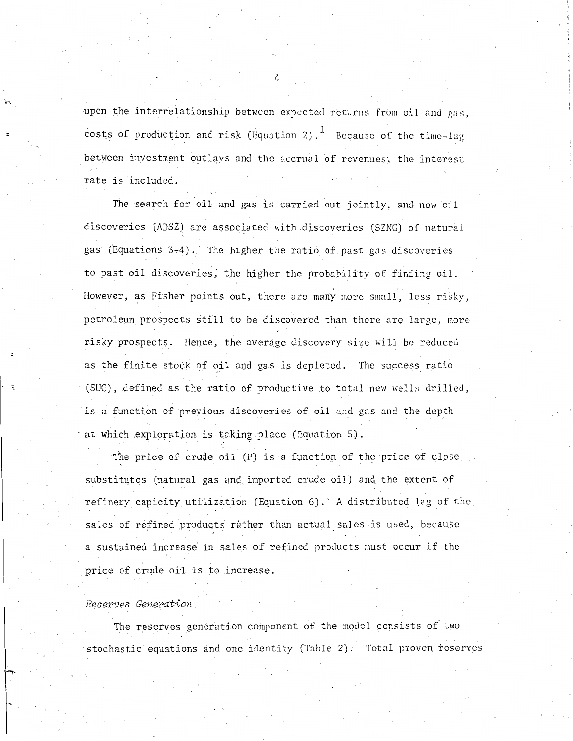upon the interrelationship between expected returns from oil and gas, costs of production and risk (Equation 2).[1] Because of the time-lag between investment outlays and the accrual of revenues, the interest rate is included.

The search for oil and gas is carried out jointly, and new oil discoveries (ADSZ) are associated with discoveries (SZNG) of natural gas (Equations 3-4). The higher the ratio of past gas discoveries to past oil discoveries, the higher the probability of finding oil. However, as Fisher points out, there are many more small, less risky, petroleum prospects still to be discovered than there are large, more risky prospects. Hence, the average discovery size will be reduced as the finite stock of oil and gas is depleted. The success ratio (SUC), defined as the ratio of productive to total new wells drilled, is a function of previous discoveries of oil and gas and the depth at which exploration is taking place (Equation 5).

The price of crude oil (P) is a function of the price of close substitutes (natural gas and imported crude oil) and the extent of refinery capicity utilization (Equation 6). A distributed lag of the sales of refined products rather than actual sales is used, because a sustained increase in sales of refined products must occur if the price of crude oil is to increase.

*Reserves Generation*

The reserves generation component of the model consists of two stochastic equations and one identity (Table 2). Total proven reserves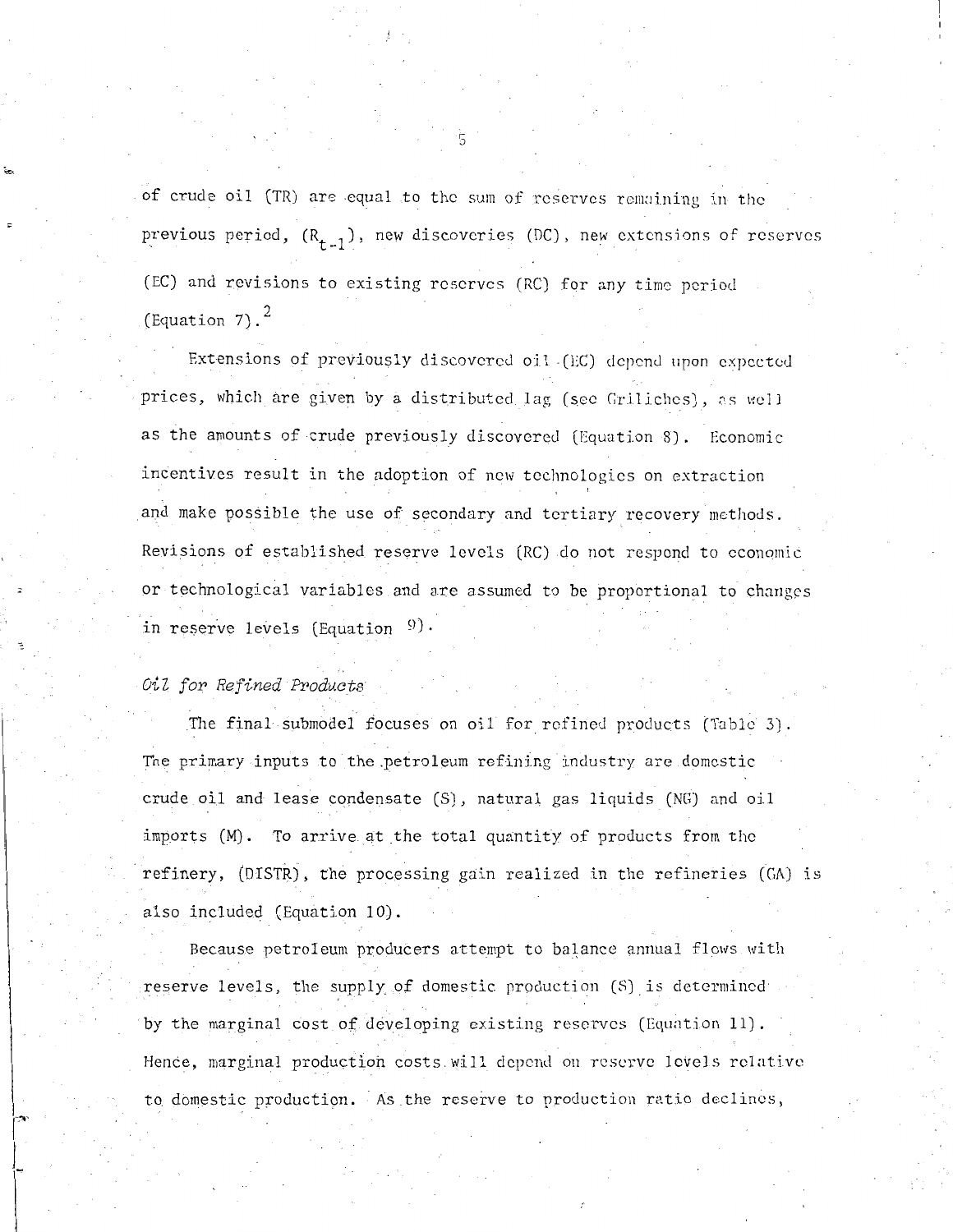of crude oil (TR) are equal to the sum of reserves remaining in the previous period, ($R_{t-1}$), new discoveries (DC), new extensions of reserves (EC) and revisions to existing reserves (RC) for any time period (Equation 7).[2]

Extensions of previously discovered oil (EC) depend upon expected prices, which are given by a distributed lag (see Griliches), as well as the amounts of crude previously discovered (Equation 8). Economic incentives result in the adoption of new technologies on extraction and make possible the use of secondary and tertiary recovery methods. Revisions of established reserve levels (RC) do not respond to economic or technological variables and are assumed to be proportional to changes in reserve levels (Equation 9).

*Oil for Refined Products*

The final submodel focuses on oil for refined products (Table 3). The primary inputs to the petroleum refining industry are domestic crude oil and lease condensate (S), natural gas liquids (NG) and oil imports (M). To arrive at the total quantity of products from the refinery, (DISTR), the processing gain realized in the refineries (GA) is also included (Equation 10).

Because petroleum producers attempt to balance annual flows with reserve levels, the supply of domestic production (S) is determined by the marginal cost of developing existing reserves (Equation 11). Hence, marginal production costs will depend on reserve levels relative to domestic production. As the reserve to production ratio declines,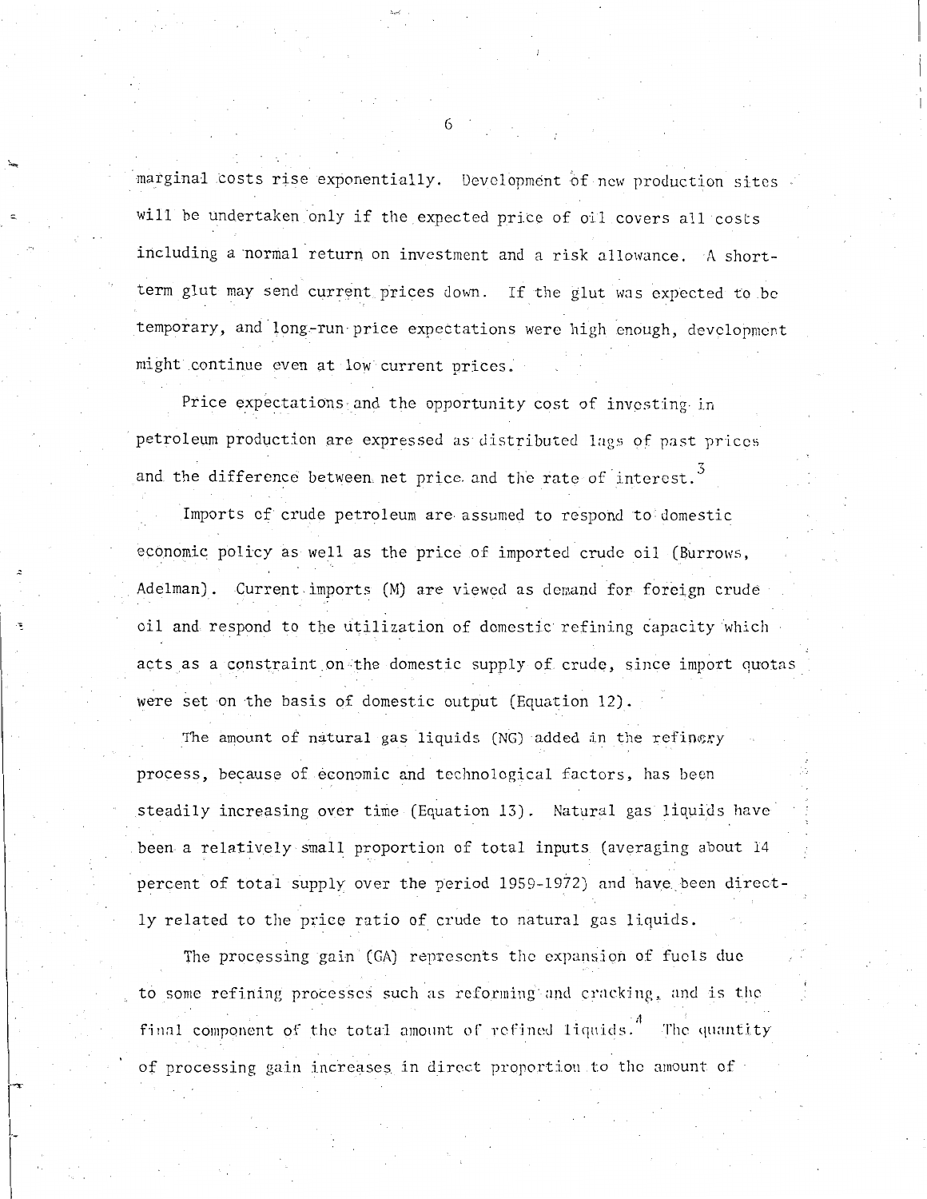marginal costs rise exponentially. Development of new production sites will be undertaken only if the expected price of oil covers all costs including a normal return on investment and a risk allowance. A short-term glut may send current prices down. If the glut was expected to be temporary, and long-run price expectations were high enough, development might continue even at low current prices.

Price expectations and the opportunity cost of investing in petroleum production are expressed as distributed lags of past prices and the difference between net price and the rate of interest.[3]

Imports of crude petroleum are assumed to respond to domestic economic policy as well as the price of imported crude oil (Burrows, Adelman). Current imports (M) are viewed as demand for foreign crude oil and respond to the utilization of domestic refining capacity which acts as a constraint on the domestic supply of crude, since import quotas were set on the basis of domestic output (Equation 12).

The amount of natural gas liquids (NG) added in the refinery process, because of economic and technological factors, has been steadily increasing over time (Equation 13). Natural gas liquids have been a relatively small proportion of total inputs (averaging about 14 percent of total supply over the period 1959-1972) and have been directly related to the price ratio of crude to natural gas liquids.

The processing gain (GA) represents the expansion of fuels due to some refining processes such as reforming and cracking, and is the final component of the total amount of refined liquids.[4] The quantity of processing gain increases in direct proportion to the amount of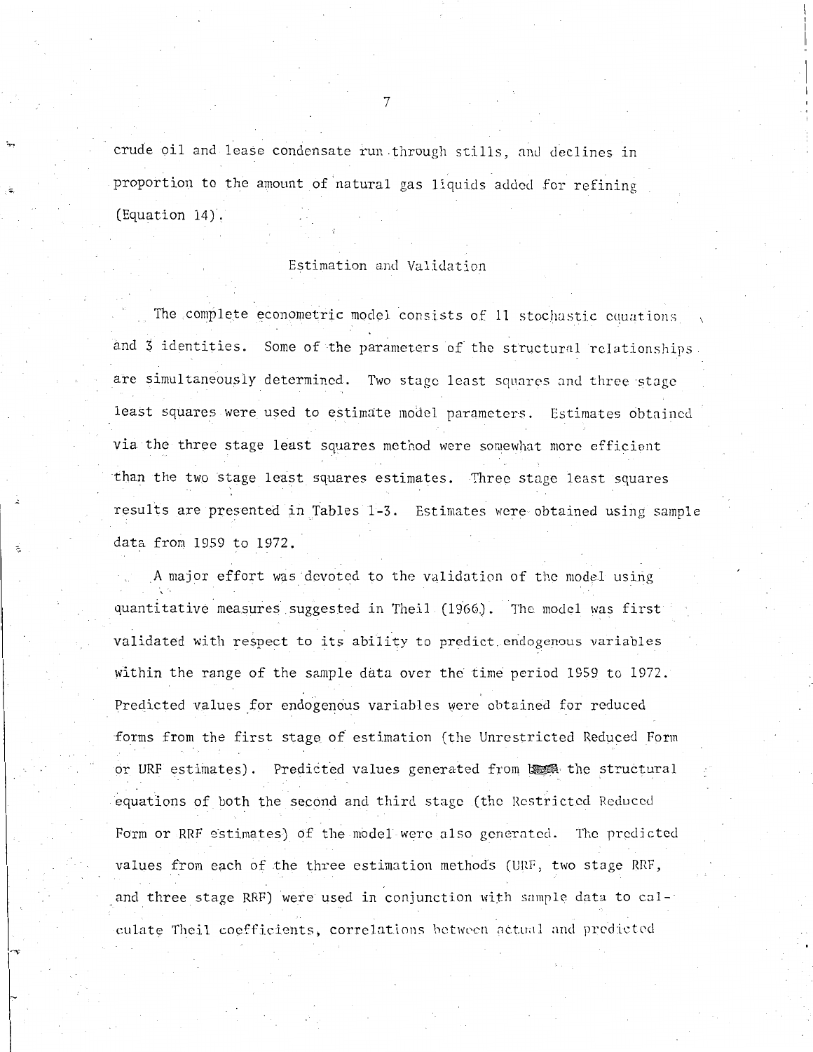crude oil and lease condensate run through stills, and declines in proportion to the amount of natural gas liquids added for refining (Equation 14).

## Estimation and Validation

The complete econometric model consists of 11 stochastic equations and 3 identities. Some of the parameters of the structural relationships are simultaneously determined. Two stage least squares and three stage least squares were used to estimate model parameters. Estimates obtained via the three stage least squares method were somewhat more efficient than the two stage least squares estimates. Three stage least squares results are presented in Tables 1-3. Estimates were obtained using sample data from 1959 to 1972.

A major effort was devoted to the validation of the model using quantitative measures suggested in Theil (1966). The model was first validated with respect to its ability to predict endogenous variables within the range of the sample data over the time period 1959 to 1972. Predicted values for endogenous variables were obtained for reduced forms from the first stage of estimation (the Unrestricted Reduced Form or URF estimates). Predicted values generated from the structural equations of both the second and third stage (the Restricted Reduced Form or RRF estimates) of the model were also generated. The predicted values from each of the three estimation methods (URF, two stage RRF, and three stage RRF) were used in conjunction with sample data to calculate Theil coefficients, correlations between actual and predicted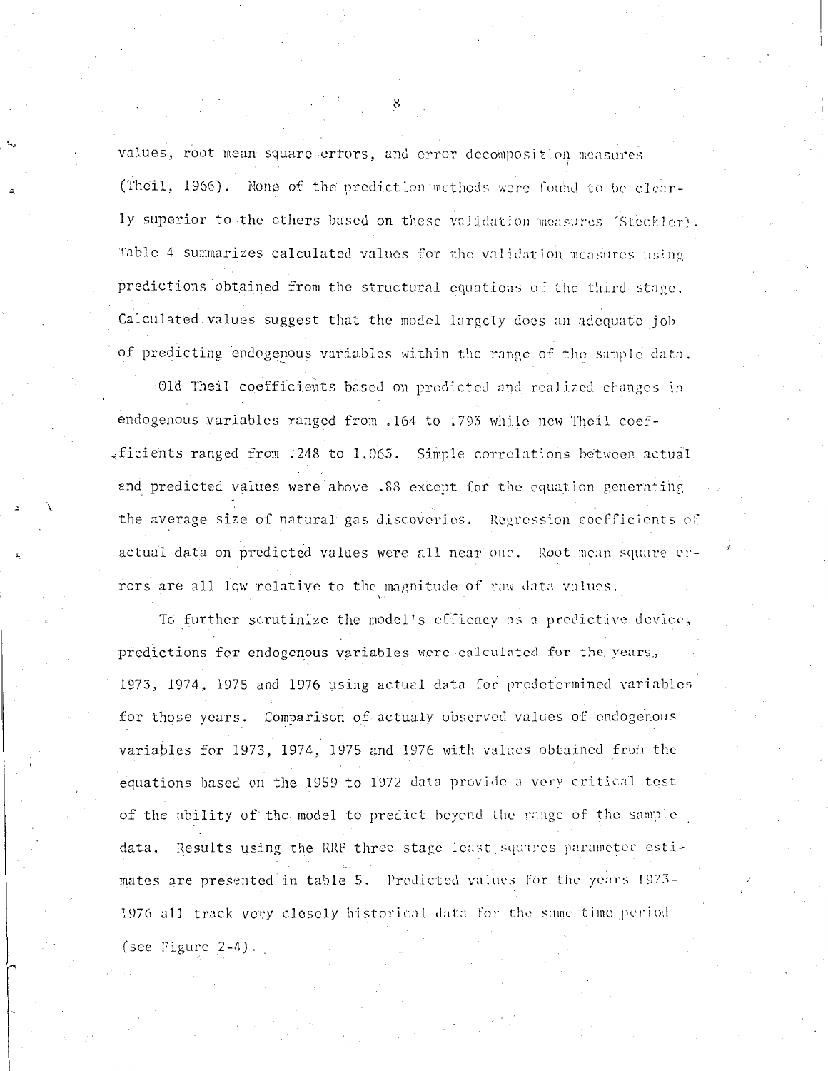values, root mean square errors, and error decomposition measures (Theil, 1966). None of the prediction methods were found to be clearly superior to the others based on these validation measures (Steckler). Table 4 summarizes calculated values for the validation measures using predictions obtained from the structural equations of the third stage. Calculated values suggest that the model largely does an adequate job of predicting endogenous variables within the range of the sample data.

Old Theil coefficients based on predicted and realized changes in endogenous variables ranged from .164 to .793 while new Theil coefficients ranged from .248 to 1.063. Simple correlations between actual and predicted values were above .88 except for the equation generating the average size of natural gas discoveries. Regression coefficients of actual data on predicted values were all near one. Root mean square errors are all low relative to the magnitude of raw data values.

To further scrutinize the model's efficacy as a predictive device, predictions for endogenous variables were calculated for the years, 1973, 1974, 1975 and 1976 using actual data for predetermined variables for those years. Comparison of actualy observed values of endogenous variables for 1973, 1974, 1975 and 1976 with values obtained from the equations based on the 1959 to 1972 data provide a very critical test of the ability of the model to predict beyond the range of the sample data. Results using the RRF three stage least squares parameter estimates are presented in table 5. Predicted values for the years 1973-1976 all track very closely historical data for the same time period (see Figure 2-4).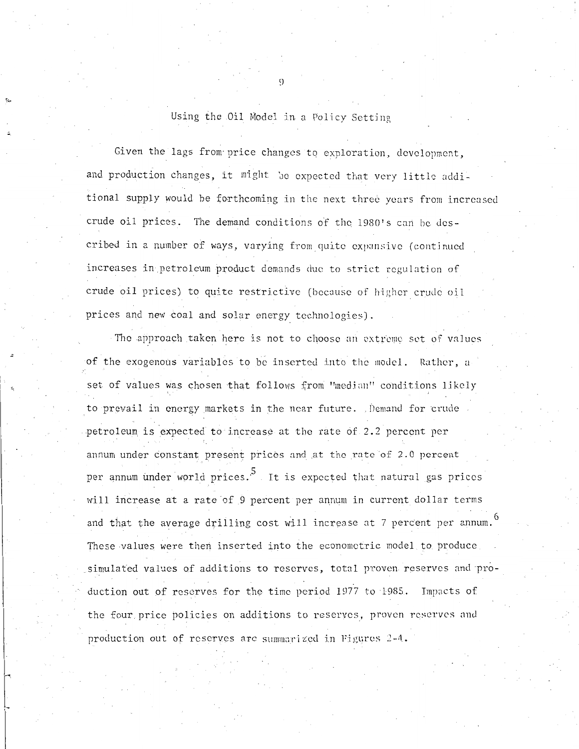## Using the Oil Model in a Policy Setting

Given the lags from price changes to exploration, development, and production changes, it might be expected that very little additional supply would be forthcoming in the next three years from increased crude oil prices. The demand conditions of the 1980's can be described in a number of ways, varying from quite expansive (continued increases in petroleum product demands due to strict regulation of crude oil prices) to quite restrictive (because of higher crude oil prices and new coal and solar energy technologies).

The approach taken here is not to choose an extreme set of values of the exogenous variables to be inserted into the model. Rather, a set of values was chosen that follows from "median" conditions likely to prevail in energy markets in the near future. Demand for crude petroleum is expected to increase at the rate of 2.2 percent per annum under constant present prices and at the rate of 2.0 percent per annum under world prices.[5] It is expected that natural gas prices will increase at a rate of 9 percent per annum in current dollar terms and that the average drilling cost will increase at 7 percent per annum.[6] These values were then inserted into the econometric model to produce simulated values of additions to reserves, total proven reserves and production out of reserves for the time period 1977 to 1985. Impacts of the four price policies on additions to reserves, proven reserves and production out of reserves are summarized in Figures 2-4.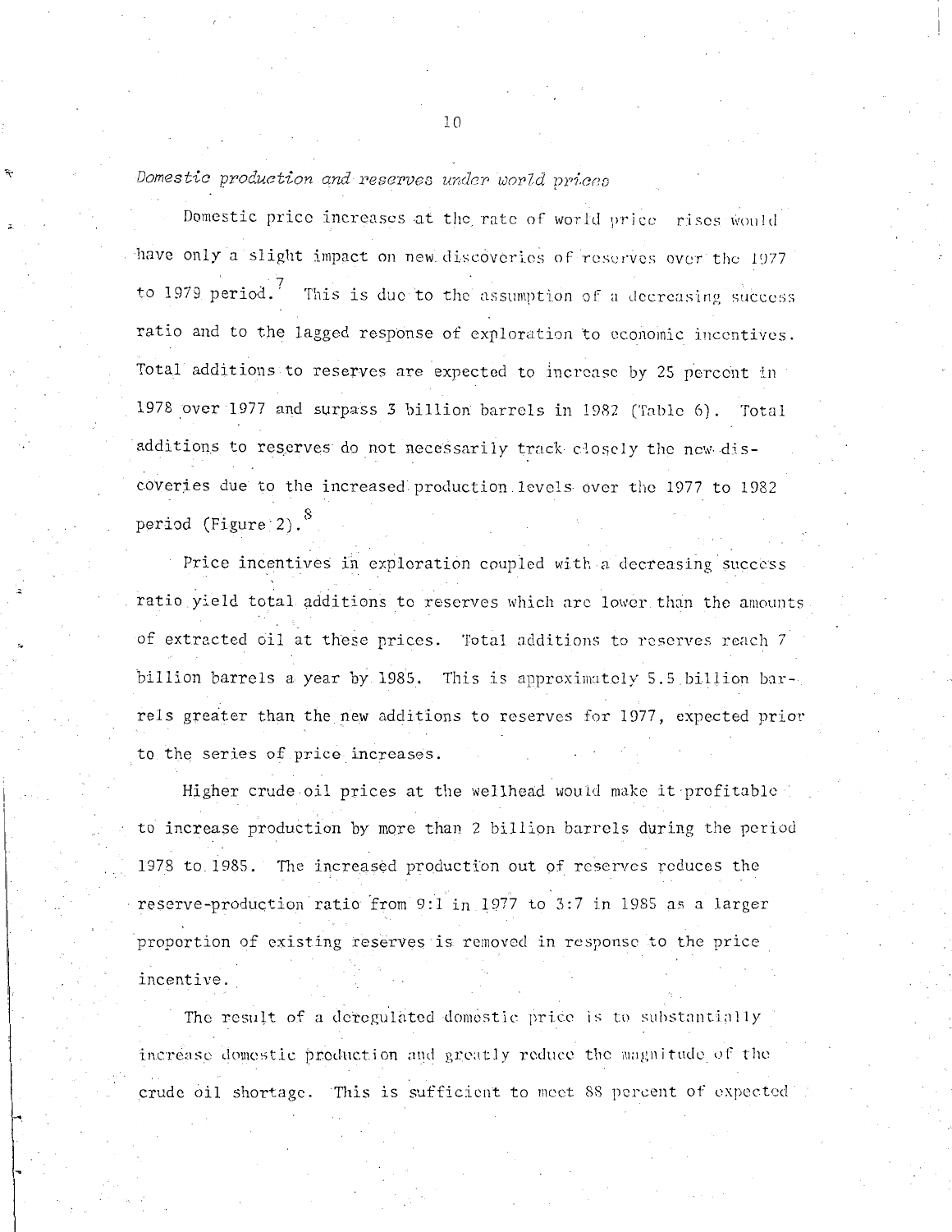*Domestic production and reserves under world prices*

Domestic price increases at the rate of world price rises would have only a slight impact on new discoveries of reserves over the 1977 to 1979 period.[7] This is due to the assumption of a decreasing success ratio and to the lagged response of exploration to economic incentives. Total additions to reserves are expected to increase by 25 percent in 1978 over 1977 and surpass 3 billion barrels in 1982 (Table 6). Total additions to reserves do not necessarily track closely the new discoveries due to the increased production levels over the 1977 to 1982 period (Figure 2).[8]

Price incentives in exploration coupled with a decreasing success ratio yield total additions to reserves which are lower than the amounts of extracted oil at these prices. Total additions to reserves reach 7 billion barrels a year by 1985. This is approximately 5.5 billion barrels greater than the new additions to reserves for 1977, expected prior to the series of price increases.

Higher crude oil prices at the wellhead would make it profitable to increase production by more than 2 billion barrels during the period 1978 to 1985. The increased production out of reserves reduces the reserve-production ratio from 9:1 in 1977 to 3:7 in 1985 as a larger proportion of existing reserves is removed in response to the price incentive.

The result of a deregulated domestic price is to substantially increase domestic production and greatly reduce the magnitude of the crude oil shortage. This is sufficient to meet 88 percent of expected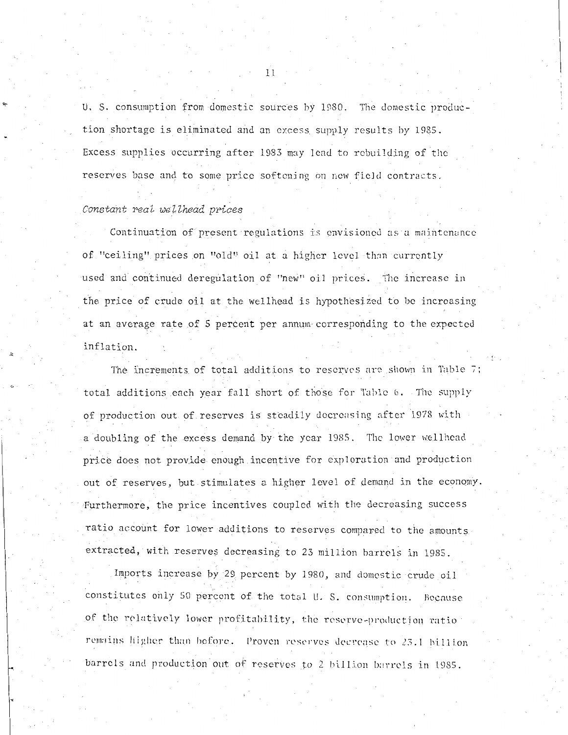U. S. consumption from domestic sources by 1980. The domestic production shortage is eliminated and an excess supply results by 1985. Excess supplies occurring after 1983 may lead to rebuilding of the reserves base and to some price softening on new field contracts.

*Constant real wellhead prices*

Continuation of present regulations is envisioned as a maintenance of "ceiling" prices on "old" oil at a higher level than currently used and continued deregulation of "new" oil prices. The increase in the price of crude oil at the wellhead is hypothesized to be increasing at an average rate of 5 percent per annum corresponding to the expected inflation.

The increments of total additions to reserves are shown in Table 7; total additions each year fall short of those for Table 6. The supply of production out of reserves is steadily decreasing after 1978 with a doubling of the excess demand by the year 1985. The lower wellhead price does not provide enough incentive for exploration and production out of reserves, but stimulates a higher level of demand in the economy. Furthermore, the price incentives coupled with the decreasing success ratio account for lower additions to reserves compared to the amounts extracted, with reserves decreasing to 23 million barrels in 1985.

Imports increase by 29 percent by 1980, and domestic crude oil constitutes only 50 percent of the total U. S. consumption. Because of the relatively lower profitability, the reserve-production ratio remains higher than before. Proven reserves decrease to 23.1 billion barrels and production out of reserves to 2 billion barrels in 1985.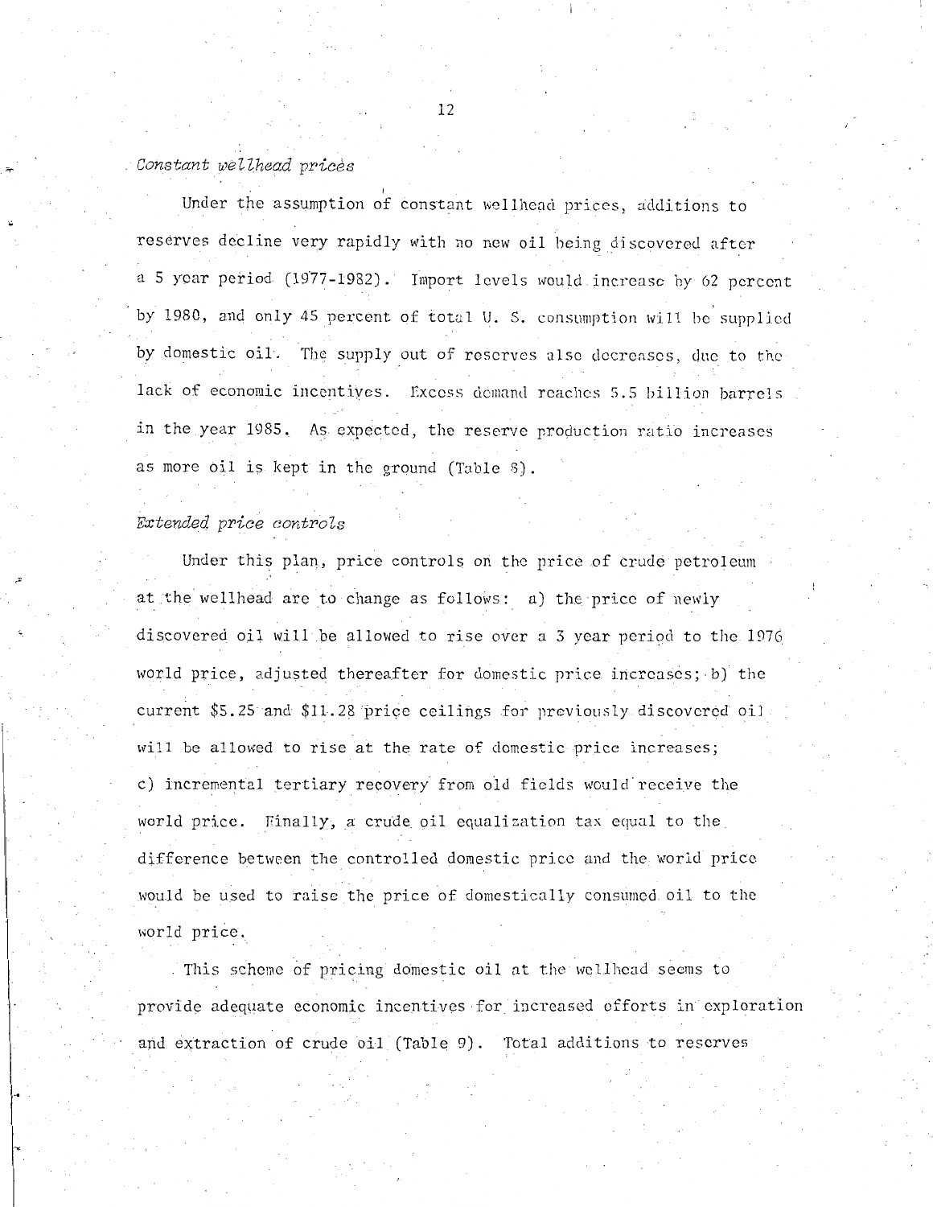*Constant wellhead prices*

Under the assumption of constant wellhead prices, additions to reserves decline very rapidly with no new oil being discovered after a 5 year period (1977-1982). Import levels would increase by 62 percent by 1980, and only 45 percent of total U. S. consumption will be supplied by domestic oil. The supply out of reserves also decreases, due to the lack of economic incentives. Excess demand reaches 5.5 billion barrels in the year 1985. As expected, the reserve production ratio increases as more oil is kept in the ground (Table 8).

*Extended price controls*

Under this plan, price controls on the price of crude petroleum at the wellhead are to change as follows: a) the price of newly discovered oil will be allowed to rise over a 3 year period to the 1976 world price, adjusted thereafter for domestic price increases; b) the current \$5.25 and \$11.28 price ceilings for previously discovered oil will be allowed to rise at the rate of domestic price increases; c) incremental tertiary recovery from old fields would receive the world price. Finally, a crude oil equalization tax equal to the difference between the controlled domestic price and the world price would be used to raise the price of domestically consumed oil to the world price.

This scheme of pricing domestic oil at the wellhead seems to provide adequate economic incentives for increased efforts in exploration and extraction of crude oil (Table 9). Total additions to reserves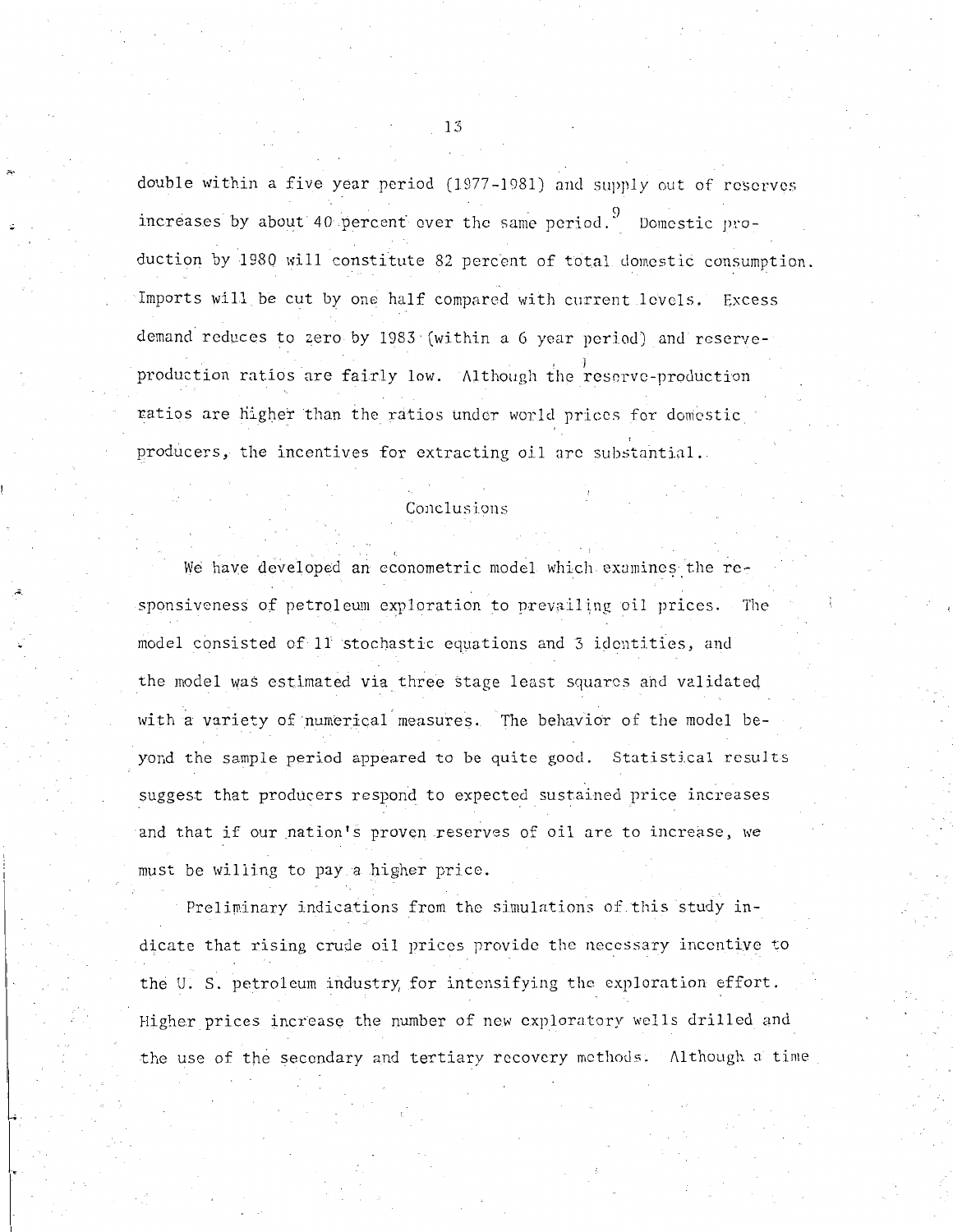double within a five year period (1977-1981) and supply out of reserves increases by about 40 percent over the same period.[9] Domestic production by 1980 will constitute 82 percent of total domestic consumption. Imports will be cut by one half compared with current levels. Excess demand reduces to zero by 1983 (within a 6 year period) and reserve-production ratios are fairly low. Although the reserve-production ratios are higher than the ratios under world prices for domestic producers, the incentives for extracting oil are substantial.

## Conclusions

We have developed an econometric model which examines the responsiveness of petroleum exploration to prevailing oil prices. The model consisted of 11 stochastic equations and 3 identities, and the model was estimated via three stage least squares and validated with a variety of numerical measures. The behavior of the model beyond the sample period appeared to be quite good. Statistical results suggest that producers respond to expected sustained price increases and that if our nation's proven reserves of oil are to increase, we must be willing to pay a higher price.

Preliminary indications from the simulations of this study indicate that rising crude oil prices provide the necessary incentive to the U. S. petroleum industry for intensifying the exploration effort. Higher prices increase the number of new exploratory wells drilled and the use of the secondary and tertiary recovery methods. Although a time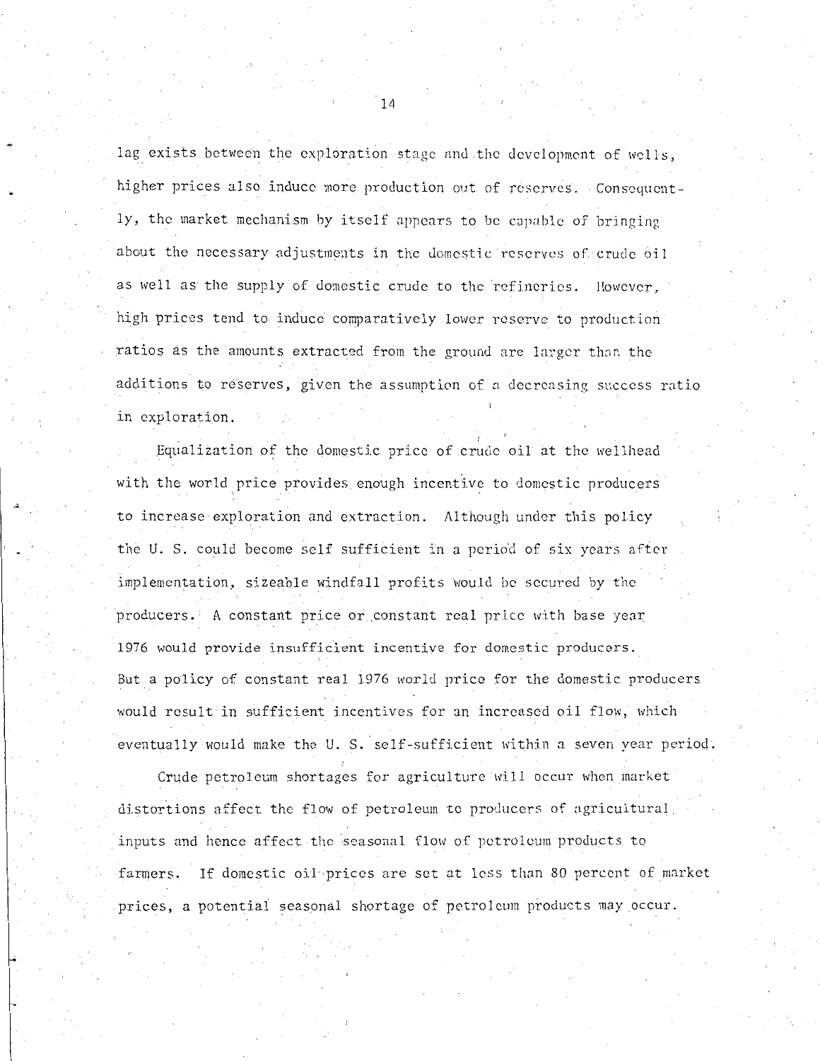lag exists between the exploration stage and the development of wells, higher prices also induce more production out of reserves. Consequently, the market mechanism by itself appears to be capable of bringing about the necessary adjustments in the domestic reserves of crude oil as well as the supply of domestic crude to the refineries. However, high prices tend to induce comparatively lower reserve to production ratios as the amounts extracted from the ground are larger than the additions to reserves, given the assumption of a decreasing success ratio in exploration.

Equalization of the domestic price of crude oil at the wellhead with the world price provides enough incentive to domestic producers to increase exploration and extraction. Although under this policy the U. S. could become self sufficient in a period of six years after implementation, sizeable windfall profits would be secured by the producers. A constant price or constant real price with base year 1976 would provide insufficient incentive for domestic producers. But a policy of constant real 1976 world price for the domestic producers would result in sufficient incentives for an increased oil flow, which eventually would make the U. S. self-sufficient within a seven year period.

Crude petroleum shortages for agriculture will occur when market distortions affect the flow of petroleum to producers of agricultural inputs and hence affect the seasonal flow of petroleum products to farmers. If domestic oil prices are set at less than 80 percent of market prices, a potential seasonal shortage of petroleum products may occur.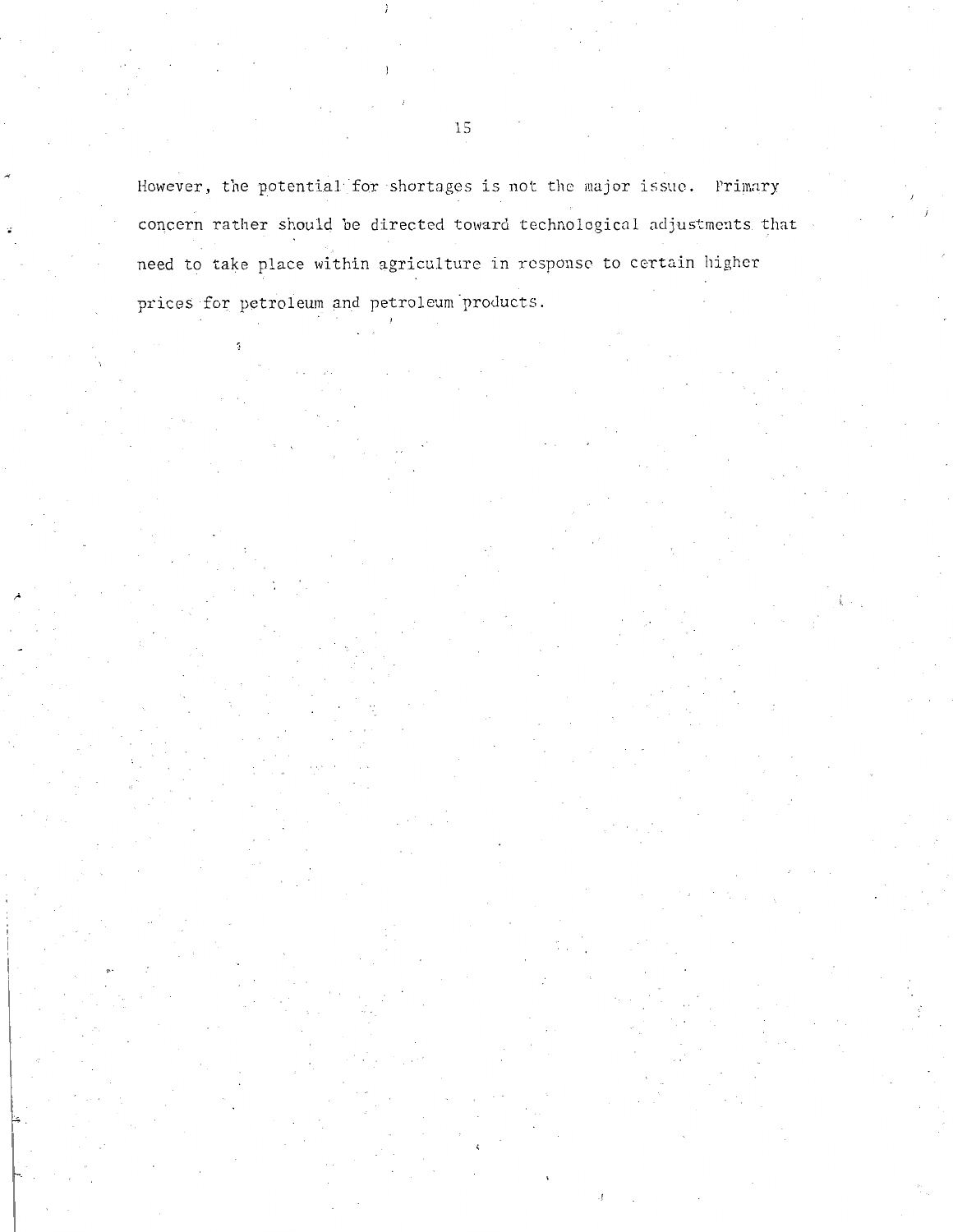However, the potential for shortages is not the major issue. Primary concern rather should be directed toward technological adjustments that need to take place within agriculture in response to certain higher prices for petroleum and petroleum products.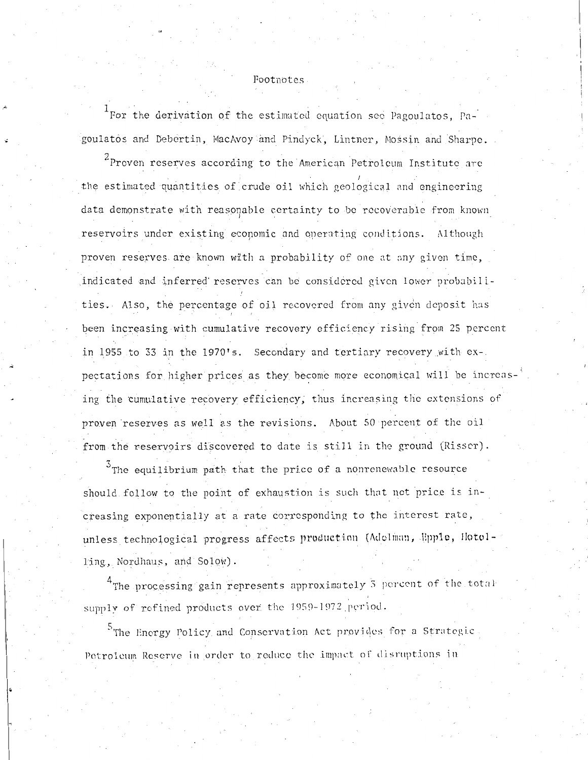## Footnotes

[1]For the derivation of the estimated equation see Pagoulatos, Pagoulatos and Debertin, MacAvoy and Pindyck, Lintner, Mossin and Sharpe.

[2]Proven reserves according to the American Petroleum Institute are the estimated quantities of crude oil which geological and engineering data demonstrate with reasonable certainty to be recoverable from known reservoirs under existing economic and operating conditions. Although proven reserves are known with a probability of one at any given time, indicated and inferred reserves can be considered given lower probabilities. Also, the percentage of oil recovered from any given deposit has been increasing with cumulative recovery efficiency rising from 25 percent in 1955 to 33 in the 1970's. Secondary and tertiary recovery with expectations for higher prices as they become more economical will be increasing the cumulative recovery efficiency, thus increasing the extensions of proven reserves as well as the revisions. About 50 percent of the oil from the reservoirs discovered to date is still in the ground (Risser).

[3]The equilibrium path that the price of a nonrenewable resource should follow to the point of exhaustion is such that net price is increasing exponentially at a rate corresponding to the interest rate, unless technological progress affects production (Adelman, Epple, Hotelling, Nordhaus, and Solow).

[4]The processing gain represents approximately 3 percent of the total supply of refined products over the 1959-1972 period.

[5]The Energy Policy and Conservation Act provides for a Strategic Petroleum Reserve in order to reduce the impact of disruptions in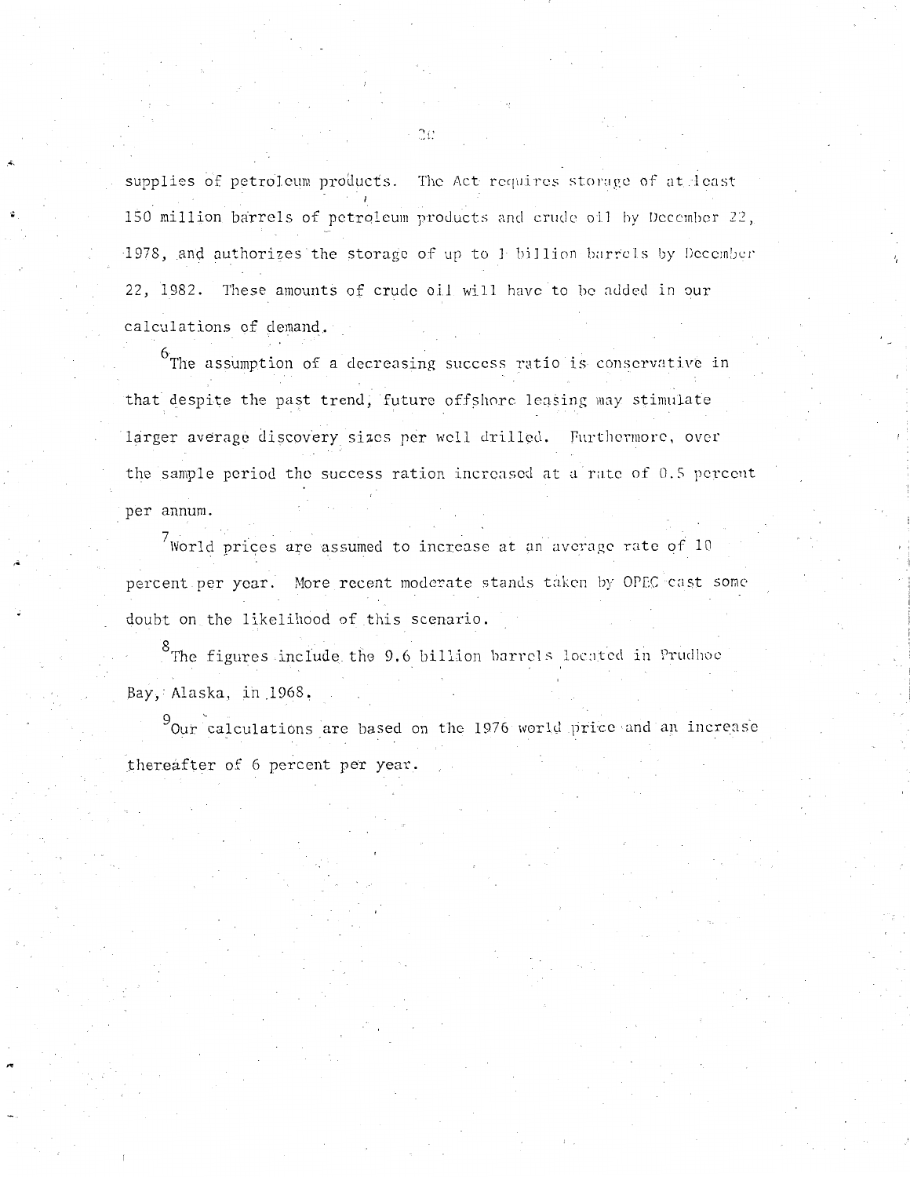supplies of petroleum products. The Act requires storage of at least 150 million barrels of petroleum products and crude oil by December 22, 1978, and authorizes the storage of up to 1 billion barrels by December 22, 1982. These amounts of crude oil will have to be added in our calculations of demand.

[6]The assumption of a decreasing success ratio is conservative in that despite the past trend, future offshore leasing may stimulate larger average discovery sizes per well drilled. Furthermore, over the sample period the success ration increased at a rate of 0.5 percent per annum.

[7]World prices are assumed to increase at an average rate of 10 percent per year. More recent moderate stands taken by OPEC cast some doubt on the likelihood of this scenario.

[8]The figures include the 9.6 billion barrels located in Prudhoe Bay, Alaska, in 1968.

[9]Our calculations are based on the 1976 world price and an increase thereafter of 6 percent per year.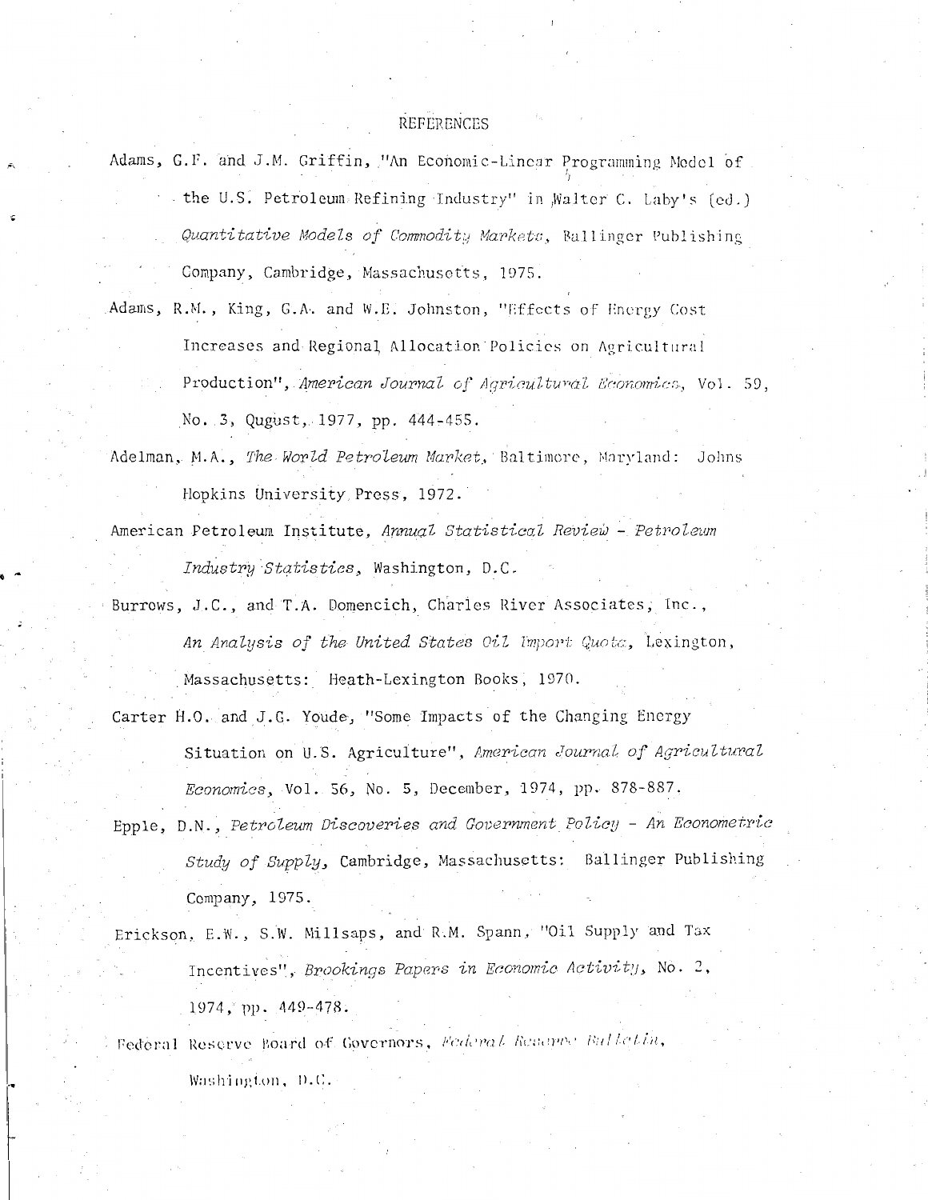# REFERENCES

Adams, G.F. and J.M. Griffin, "An Economic-Linear Programming Model of the U.S. Petroleum Refining Industry" in Walter C. Laby's (ed.) *Quantitative Models of Commodity Markets*, Ballinger Publishing Company, Cambridge, Massachusetts, 1975.

Adams, R.M., King, G.A. and W.E. Johnston, "Effects of Energy Cost Increases and Regional Allocation Policies on Agricultural Production", *American Journal of Agricultural Economics*, Vol. 59, No. 3, Qugust, 1977, pp. 444-455.

Adelman, M.A., *The World Petroleum Market*, Baltimore, Maryland: Johns Hopkins University Press, 1972.

American Petroleum Institute, *Annual Statistical Review - Petroleum Industry Statistics*, Washington, D.C.

Burrows, J.C., and T.A. Domencich, Charles River Associates, Inc., *An Analysis of the United States Oil Import Quota*, Lexington, Massachusetts: Heath-Lexington Books, 1970.

Carter H.O. and J.G. Youde, "Some Impacts of the Changing Energy Situation on U.S. Agriculture", *American Journal of Agricultural Economics*, Vol. 56, No. 5, December, 1974, pp. 878-887.

Epple, D.N., *Petroleum Discoveries and Government Policy - An Econometric Study of Supply*, Cambridge, Massachusetts: Ballinger Publishing Company, 1975.

Erickson, E.W., S.W. Millsaps, and R.M. Spann, "Oil Supply and Tax Incentives", *Brookings Papers in Economic Activity*, No. 2, 1974, pp. 449-478.

Federal Reserve Board of Governors, *Federal Reserve Bulletin*, Washington, D.C.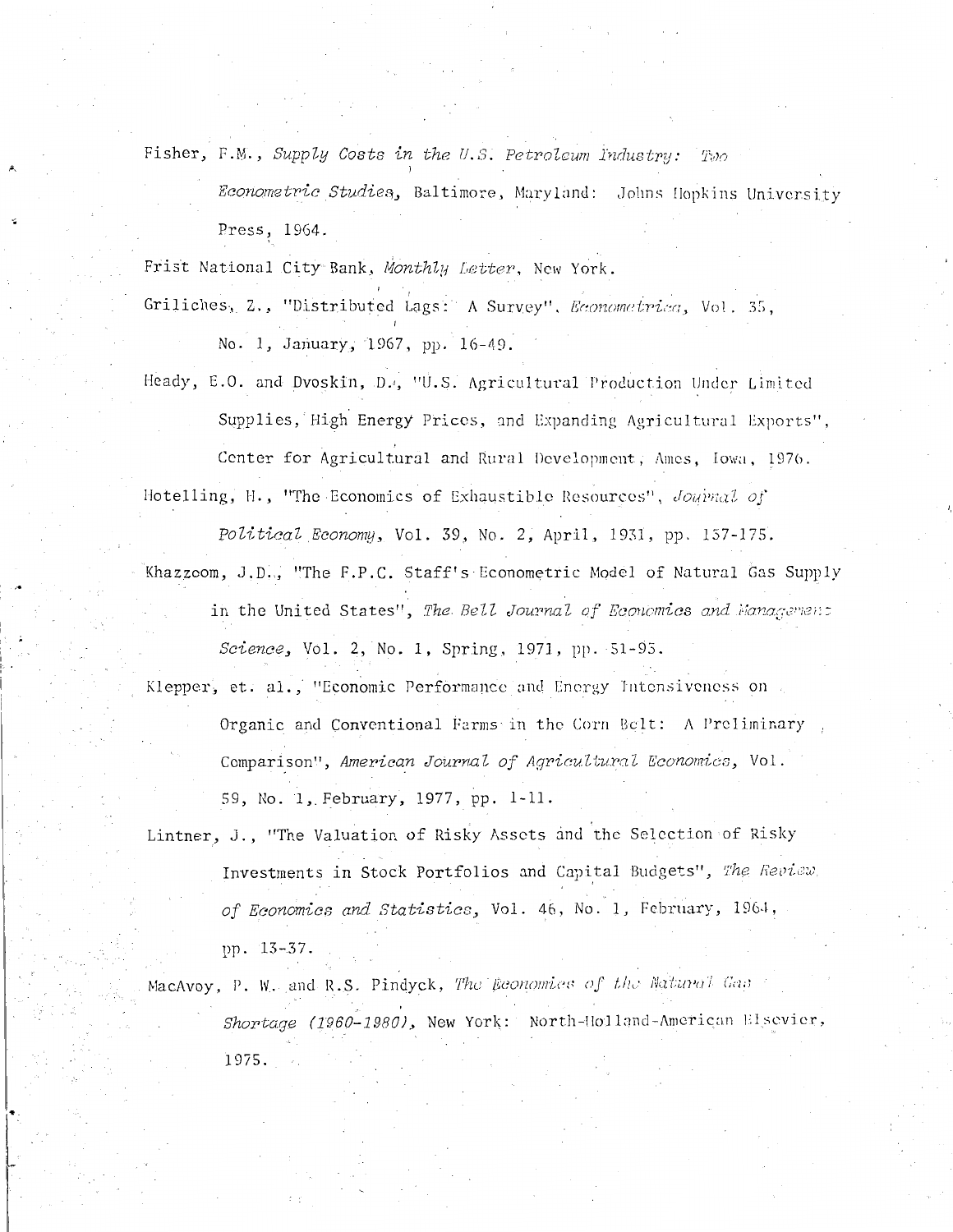Fisher, F.M., *Supply Costs in the U.S. Petroleum Industry: Two Econometric Studies*, Baltimore, Maryland: Johns Hopkins University Press, 1964.

Frist National City Bank, *Monthly Letter*, New York.

Griliches, Z., "Distributed Lags: A Survey", *Econometrica*, Vol. 35, No. 1, January, 1967, pp. 16-49.

Heady, E.O. and Dvoskin, D., "U.S. Agricultural Production Under Limited Supplies, High Energy Prices, and Expanding Agricultural Exports", Center for Agricultural and Rural Development, Ames, Iowa, 1976.

Hotelling, H., "The Economics of Exhaustible Resources", *Journal of Political Economy*, Vol. 39, No. 2, April, 1931, pp. 137-175.

Khazzoom, J.D., "The F.P.C. Staff's Econometric Model of Natural Gas Supply in the United States", *The Bell Journal of Economics and Management Science*, Vol. 2, No. 1, Spring, 1971, pp. 51-93.

Klepper, et. al., "Economic Performance and Energy Intensiveness on Organic and Conventional Farms in the Corn Belt: A Preliminary Comparison", *American Journal of Agricultural Economics*, Vol. 59, No. 1, February, 1977, pp. 1-11.

Lintner, J., "The Valuation of Risky Assets and the Selection of Risky Investments in Stock Portfolios and Capital Budgets", *The Review of Economics and Statistics*, Vol. 46, No. 1, February, 1964, pp. 13-37.

MacAvoy, P. W. and R.S. Pindyck, *The Economics of the Natural Gas Shortage (1960-1980)*, New York: North-Holland-American Elsevier, 1975.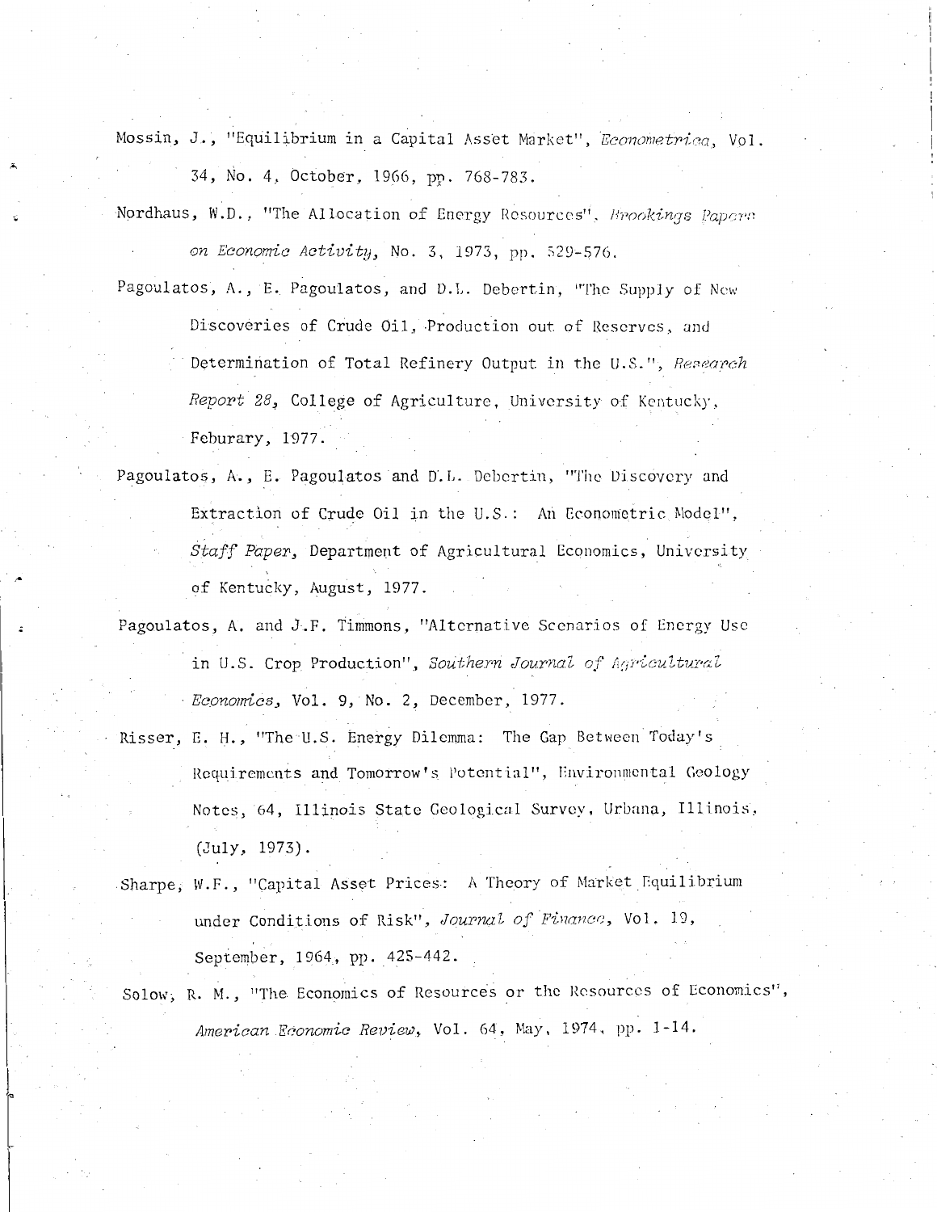Mossin, J., "Equilibrium in a Capital Asset Market", *Econometrica*, Vol. 34, No. 4, October, 1966, pp. 768-783.

Nordhaus, W.D., "The Allocation of Energy Resources", *Brookings Papers on Economic Activity*, No. 3, 1973, pp. 529-576.

Pagoulatos, A., E. Pagoulatos, and D.L. Debertin, "The Supply of New Discoveries of Crude Oil, Production out of Reserves, and Determination of Total Refinery Output in the U.S.", *Research Report 28*, College of Agriculture, University of Kentucky, Feburary, 1977.

Pagoulatos, A., E. Pagoulatos and D.L. Debertin, "The Discovery and Extraction of Crude Oil in the U.S.: An Econometric Model", *Staff Paper*, Department of Agricultural Economics, University of Kentucky, August, 1977.

Pagoulatos, A. and J.F. Timmons, "Alternative Scenarios of Energy Use in U.S. Crop Production", *Southern Journal of Agricultural Economics*, Vol. 9, No. 2, December, 1977.

Risser, E. H., "The U.S. Energy Dilemma: The Gap Between Today's Requirements and Tomorrow's Potential", Environmental Geology Notes, 64, Illinois State Geological Survey, Urbana, Illinois, (July, 1973).

Sharpe, W.F., "Capital Asset Prices: A Theory of Market Equilibrium under Conditions of Risk", *Journal of Finance*, Vol. 19, September, 1964, pp. 425-442.

Solow, R. M., "The Economics of Resources or the Resources of Economics", *American Economic Review*, Vol. 64, May, 1974, pp. 1-14.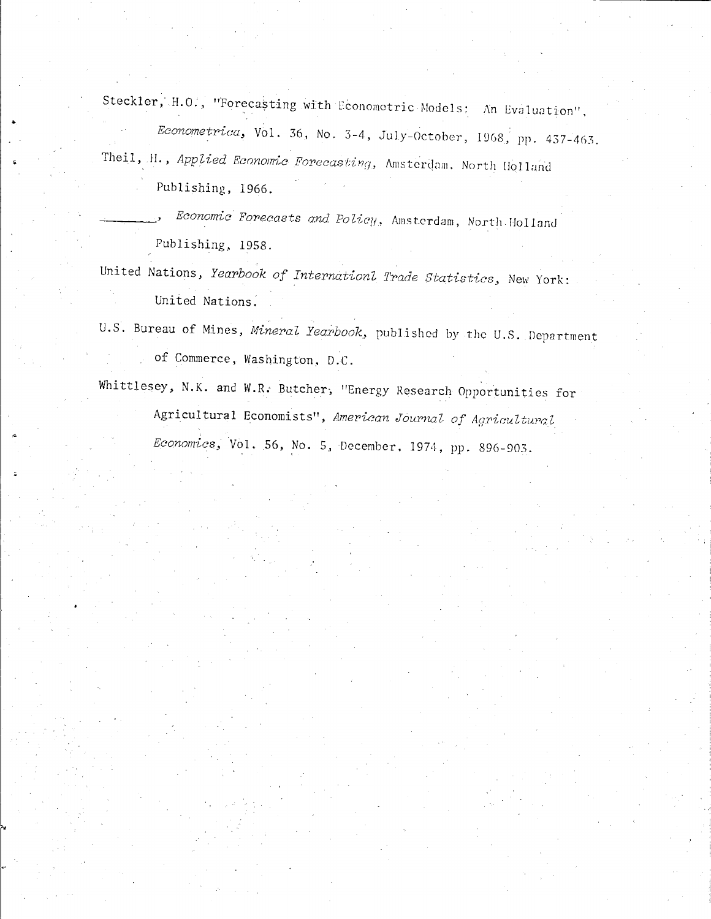Steckler, H.O., "Forecasting with Econometric Models: An Evaluation", *Econometrica*, Vol. 36, No. 3-4, July-October, 1968, pp. 437-463.

Theil, H., *Applied Economic Forecasting*, Amsterdam, North Holland Publishing, 1966.

________, *Economic Forecasts and Policy*, Amsterdam, North Holland Publishing, 1958.

United Nations, *Yearbook of Internationl Trade Statistics*, New York: United Nations.

U.S. Bureau of Mines, *Mineral Yearbook*, published by the U.S. Department of Commerce, Washington, D.C.

Whittlesey, N.K. and W.R. Butcher, "Energy Research Opportunities for Agricultural Economists", *American Journal of Agricultural Economics*, Vol. 56, No. 5, December, 1974, pp. 896-903.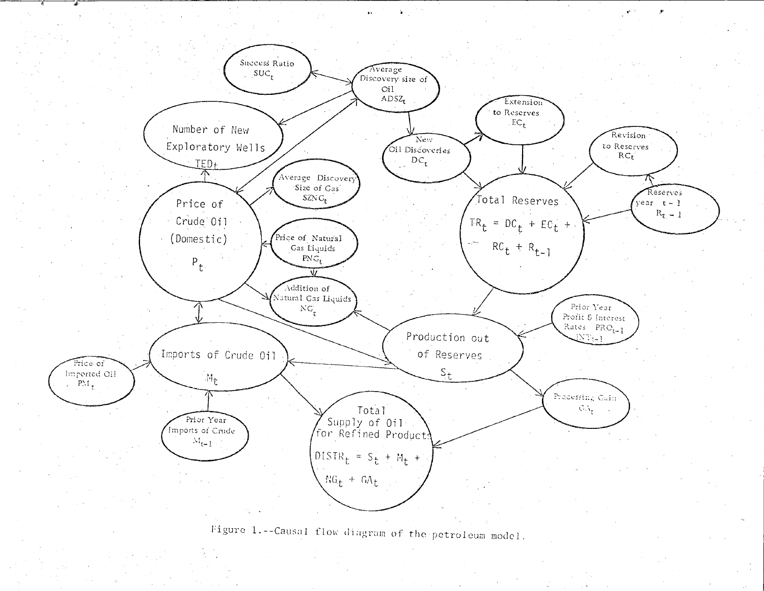Success Ratio $SUC_t$

Average Discovery size of Oil $ADSZ_t$

Number of New Exploratory Wells $TED_t$

Extension to Reserves $EC_t$

New Oil Discoveries $DC_t$

Revision to Reserves $RC_t$

Average Discovery Size of Gas $SZNC_t$

Price of Crude Oil (Domestic) $P_t$

Total Reserves

$$TR_t = DC_t + EC_t + RC_t + R_{t-1}$$

Reserves year $t-1$ $R_{t-1}$

Price of Natural Gas Liquids $PNG_t$

Addition of Natural Gas Liquids $NG_t$

Prior Year Profit & Interest Rates $PRO_{t-1}$ $INT_{t-1}$

Production out of Reserves $S_t$

Price of Imported Oil $PM_t$

Imports of Crude Oil $M_t$

Processing Gain $GA_t$

Prior Year Imports of Crude $M_{t-1}$

Total Supply of Oil for Refined Products

$$DISTR_t = S_t + M_t + NG_t + GA_t$$

Figure 1.--Causal flow diagram of the petroleum model.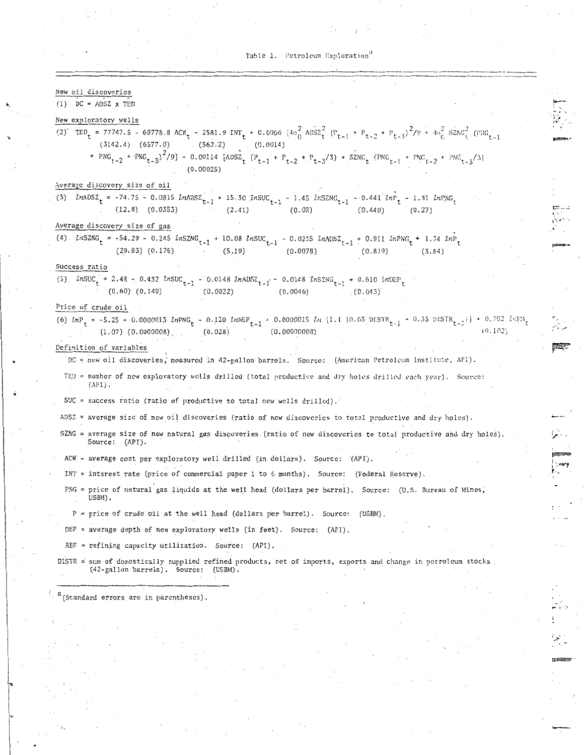# Table 1. Petroleum Exploration[a]

**New oil discoveries**

(1) $DC = \widehat{ADSZ} \times \widehat{TED}$

**New exploratory wells**

(2) $$TED_t = \underset{(3142.4)}{77747.5} - \underset{(6577.0)}{69778.8}\, ACW_t - \underset{(562.2)}{2581.9}\, INT_t + \underset{(0.0014)}{0.0066}\, [4\sigma_0^2\, \hat{ADSZ}_t^2\, (P_{t-1} + P_{t-2} + P_{t-3})^2/9 + 4\sigma_G^2\, SZNG_t^2\, (PNG_{t-1}$$
$$+ PNG_{t-2} + PNG_{t-3})^2/9] - \underset{(0.00025)}{0.00114}\, [\hat{ADSZ}_t\, (P_{t-1} + P_{t-2} + P_{t-3}/3) + SZNG_t\, (PNG_{t-1} + PNG_{t-2} + PNG_{t-3}/3]$$

**Average discovery size of oil**

(3) $$\ln ADSZ_t = \underset{(12.8)}{-74.75} - \underset{(0.0353)}{0.0815}\, \ln ADSZ_{t-1} + \underset{(2.41)}{15.30}\, \ln SUC_{t-1} - \underset{(0.08)}{1.45}\, \ln SZNG_{t-1} - \underset{(0.449)}{0.441}\, \ln \hat{P}_t - \underset{(0.27)}{1.31}\, \ln PNG_t$$

**Average discovery size of gas**

(4) $$\ln SZNG_t = \underset{(29.93)}{-54.29} - \underset{(0.176)}{0.245}\, \ln SZNG_{t-1} + \underset{(5.19)}{10.08}\, \ln SUC_{t-1} - \underset{(0.0078)}{0.0235}\, \ln ADSZ_{t-1} + \underset{(0.819)}{0.911}\, \ln PNG_t + \underset{(3.84)}{1.74}\, \ln \hat{P}_t$$

**Success ratio**

(5) $$\ln SUC_t = \underset{(0.60)}{2.48} - \underset{(0.140)}{0.432}\, \ln SUC_{t-1} - \underset{(0.0022)}{0.0148}\, \ln ADSZ_{t-1} - \underset{(0.0046)}{0.0148}\, \ln SZNG_{t-1} + \underset{(0.045)}{0.610}\, \ln DEP_t$$

**Price of crude oil**

(6) $$\ln P_t = \underset{(1.07)}{-5.25} + \underset{(0.0000008)}{0.0000013}\, \ln PNG_t - \underset{(0.028)}{0.120}\, \ln REF_{t-1} + \underset{(0.00000008)}{0.0000015}\, \ln\, [1.1\, (0.65\, DISTR_{t-1} + 0.35\, DISTR_{t-2})] + \underset{(0.102)}{0.702}\, \ln P_{t-1}$$

**Definition of variables**

DC = new oil discoveries, measured in 42-gallon barrels. Source: (American Petroleum Institute, API).

TED = number of new exploratory wells drilled (total productive and dry holes drilled each year). Source: (API).

SUC = success ratio (ratio of productive to total new wells drilled).

ADSZ = average size of new oil discoveries (ratio of new discoveries to total productive and dry holes).

SZNG = average size of new natural gas discoveries (ratio of new discoveries to total productive and dry holes). Source: (API).

ACW = average cost per exploratory well drilled (in dollars). Source: (API).

INT = interest rate (price of commercial paper 1 to 6 months). Source: (Federal Reserve).

PNG = price of natural gas liquids at the well head (dollars per barrel). Source: (U.S. Bureau of Mines, USBM).

P = price of crude oil at the well head (dollars per barrel). Source: (USBM).

DEP = average depth of new exploratory wells (in feet). Source: (API).

REF = refining capacity utilization. Source: (API).

DISTR = sum of domestically supplied refined products, net of imports, exports and change in petroleum stocks (42-gallon barrels). Source: (USBM).

---

[a] (Standard errors are in parentheses).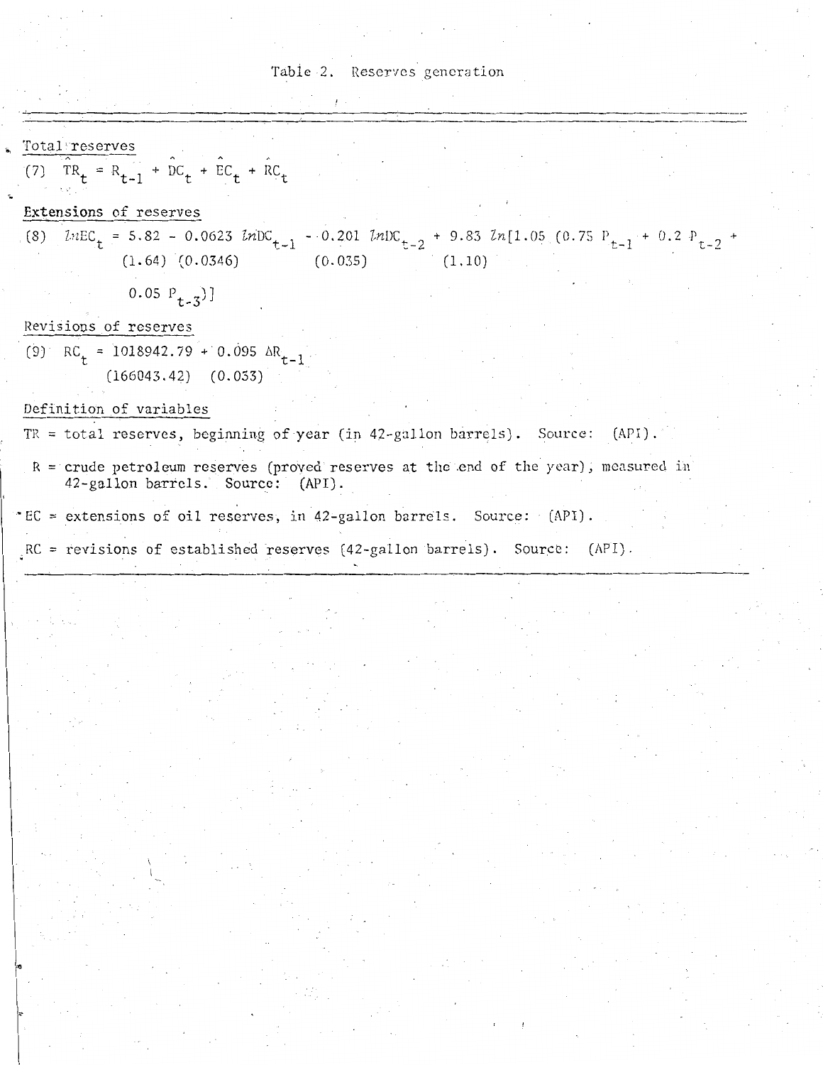Table 2. Reserves generation

**Total reserves**

$$(7) \quad \hat{TR}_t = R_{t-1} + \hat{DC}_t + \hat{EC}_t + \hat{RC}_t$$

**Extensions of reserves**

$$(8) \quad lnEC_t = \underset{(1.64)}{5.82} - \underset{(0.0346)}{0.0623}\, lnDC_{t-1} - \underset{(0.035)}{0.201}\, lnDC_{t-2} + \underset{(1.10)}{9.83}\, ln[1.05\,(0.75\,P_{t-1} + 0.2\,P_{t-2} + 0.05\,P_{t-3})]$$

**Revisions of reserves**

$$(9) \quad RC_t = \underset{(166043.42)}{1018942.79} + \underset{(0.033)}{0.095}\, \Delta R_{t-1}$$

**Definition of variables**

TR = total reserves, beginning of year (in 42-gallon barrels). Source: (API).

R = crude petroleum reserves (proved reserves at the end of the year), measured in 42-gallon barrels. Source: (API).

EC = extensions of oil reserves, in 42-gallon barrels. Source: (API).

RC = revisions of established reserves (42-gallon barrels). Source: (API).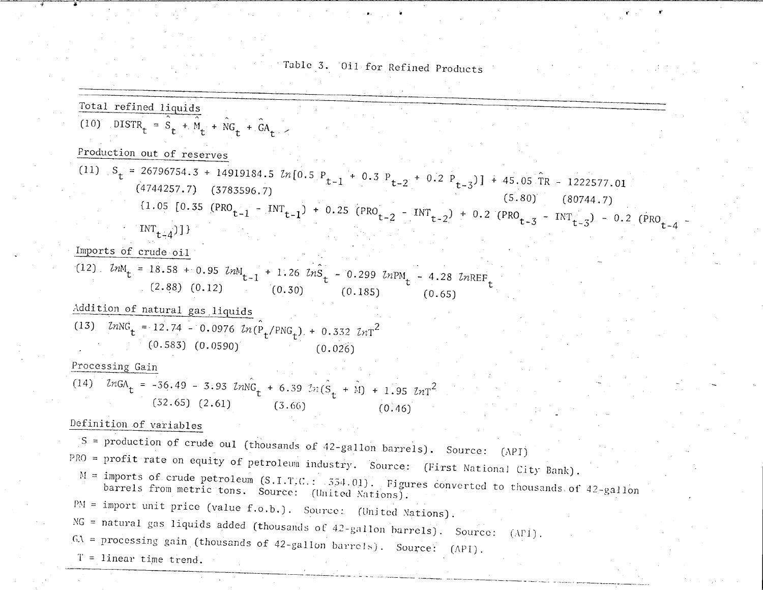# Table 3. Oil for Refined Products

## Total refined liquids

(10) $DISTR_t = \hat{S}_t + \hat{M}_t + \hat{NG}_t + \hat{GA}_t$

## Production out of reserves

(11) $$S_t = \underset{(4744257.7)}{26796754.3} + \underset{(3783596.7)}{14919184.5}\, \ln[0.5\, P_{t-1} + 0.3\, P_{t-2} + 0.2\, P_{t-3})] + \underset{(5.80)}{45.05}\, \hat{TR} - \underset{(80744.7)}{1222577.01}$$

$$\{1.05\, [0.35\, (PRO_{t-1} - INT_{t-1}) + 0.25\, (PRO_{t-2} - INT_{t-2}) + 0.2\, (PRO_{t-3} - INT_{t-3}) - 0.2\, (PRO_{t-4} - INT_{t-4})]\}$$

## Imports of crude oil

(12) $$\ln M_t = \underset{(2.88)}{18.58} + \underset{(0.12)}{0.95}\, \ln M_{t-1} + \underset{(0.30)}{1.26}\, \ln \hat{S}_t - \underset{(0.185)}{0.299}\, \ln PM_t - \underset{(0.65)}{4.28}\, \ln REF_t$$

## Addition of natural gas liquids

(13) $$\ln NG_t = \underset{(0.583)}{12.74} - \underset{(0.0590)}{0.0976}\, \ln(\hat{P}_t / PNG_t) + \underset{(0.026)}{0.332}\, \ln T^2$$

## Processing Gain

(14) $$\ln GA_t = \underset{(32.65)}{-36.49} - \underset{(2.61)}{3.93}\, \ln \hat{NG}_t + \underset{(3.66)}{6.39}\, \ln(\hat{S}_t + \hat{M}) + \underset{(0.46)}{1.95}\, \ln T^2$$

## Definition of variables

S = production of crude oul (thousands of 42-gallon barrels). Source: (API)

PRO = profit rate on equity of petroleum industry. Source: (First National City Bank).

M = imports of crude petroleum (S.I.T.C.: 334.01). Figures converted to thousands of 42-gallon barrels from metric tons. Source: (United Nations).

PM = import unit price (value f.o.b.). Source: (United Nations).

NG = natural gas liquids added (thousands of 42-gallon barrels). Source: (API).

GA = processing gain (thousands of 42-gallon barrels). Source: (API).

T = linear time trend.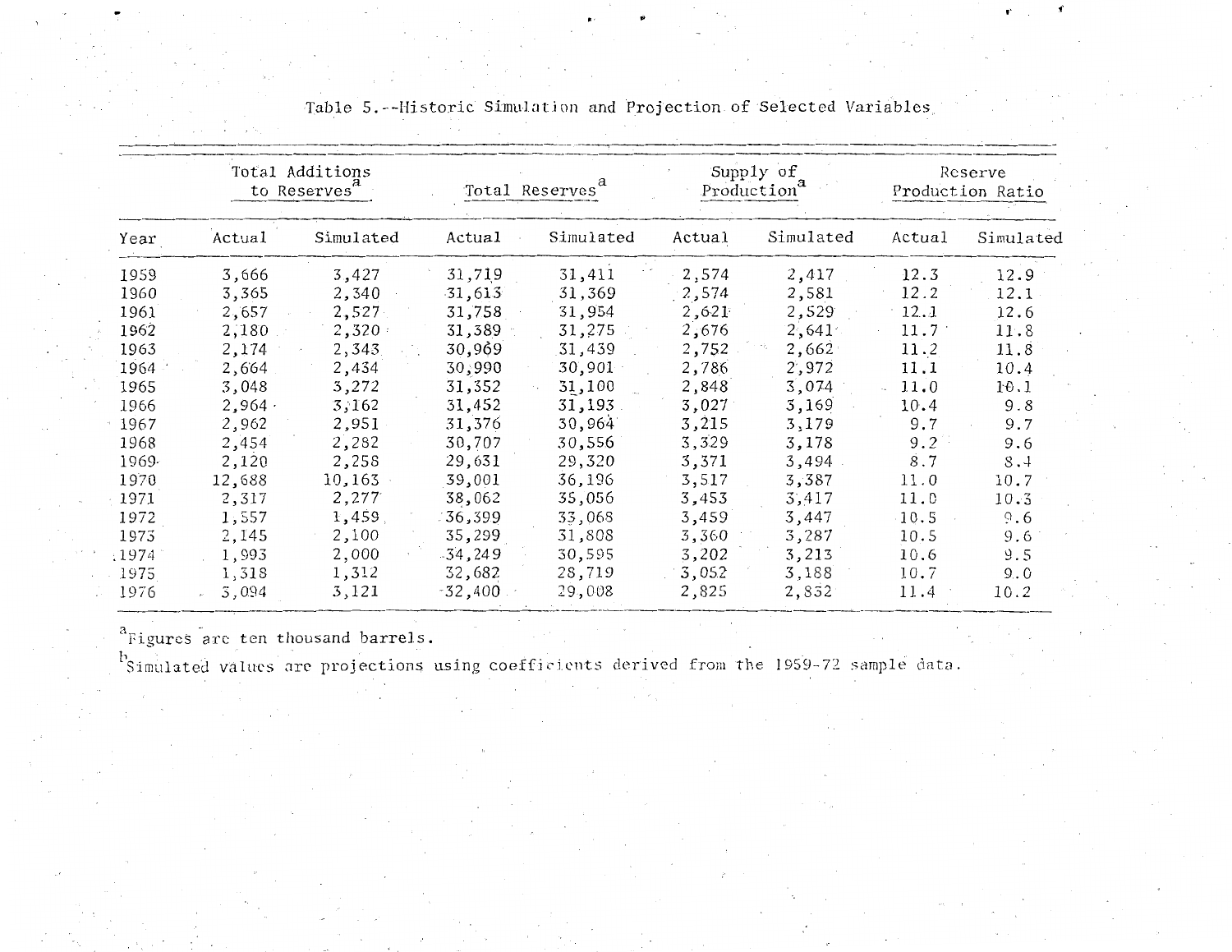Table 5.--Historic Simulation and Projection of Selected Variables

| | Total Additions to Reserves[a] | | Total Reserves[a] | | Supply of Production[a] | | Reserve Production Ratio | |
|---|---|---|---|---|---|---|---|---|
| Year | Actual | Simulated | Actual | Simulated | Actual | Simulated | Actual | Simulated |
| 1959 | 3,666 | 3,427 | 31,719 | 31,411 | 2,574 | 2,417 | 12.3 | 12.9 |
| 1960 | 3,365 | 2,340 | 31,613 | 31,369 | 2,574 | 2,581 | 12.2 | 12.1 |
| 1961 | 2,657 | 2,527 | 31,758 | 31,954 | 2,621 | 2,529 | 12.1 | 12.6 |
| 1962 | 2,180 | 2,320 | 31,389 | 31,275 | 2,676 | 2,641 | 11.7 | 11.8 |
| 1963 | 2,174 | 2,343 | 30,969 | 31,439 | 2,752 | 2,662 | 11.2 | 11.8 |
| 1964 | 2,664 | 2,434 | 30,990 | 30,901 | 2,786 | 2,972 | 11.1 | 10.4 |
| 1965 | 3,048 | 3,272 | 31,352 | 31,100 | 2,848 | 3,074 | 11.0 | 10.1 |
| 1966 | 2,964 | 3,162 | 31,452 | 31,193 | 3,027 | 3,169 | 10.4 | 9.8 |
| 1967 | 2,962 | 2,951 | 31,376 | 30,964 | 3,215 | 3,179 | 9.7 | 9.7 |
| 1968 | 2,454 | 2,282 | 30,707 | 30,556 | 3,329 | 3,178 | 9.2 | 9.6 |
| 1969 | 2,120 | 2,258 | 29,631 | 29,320 | 3,371 | 3,494 | 8.7 | 8.4 |
| 1970 | 12,688 | 10,163 | 39,001 | 36,196 | 3,517 | 3,387 | 11.0 | 10.7 |
| 1971 | 2,317 | 2,277 | 38,062 | 35,056 | 3,453 | 3,417 | 11.0 | 10.3 |
| 1972 | 1,557 | 1,459 | 36,399 | 33,068 | 3,459 | 3,447 | 10.5 | 9.6 |
| 1973 | 2,145 | 2,100 | 35,299 | 31,808 | 3,360 | 3,287 | 10.5 | 9.6 |
| 1974 | 1,993 | 2,000 | 34,249 | 30,595 | 3,202 | 3,213 | 10.6 | 9.5 |
| 1975 | 1,318 | 1,312 | 32,682 | 28,719 | 3,052 | 3,188 | 10.7 | 9.0 |
| 1976 | 3,094 | 3,121 | 32,400 | 29,008 | 2,825 | 2,852 | 11.4 | 10.2 |

[a]Figures are ten thousand barrels.

[b]Simulated values are projections using coefficients derived from the 1959-72 sample data.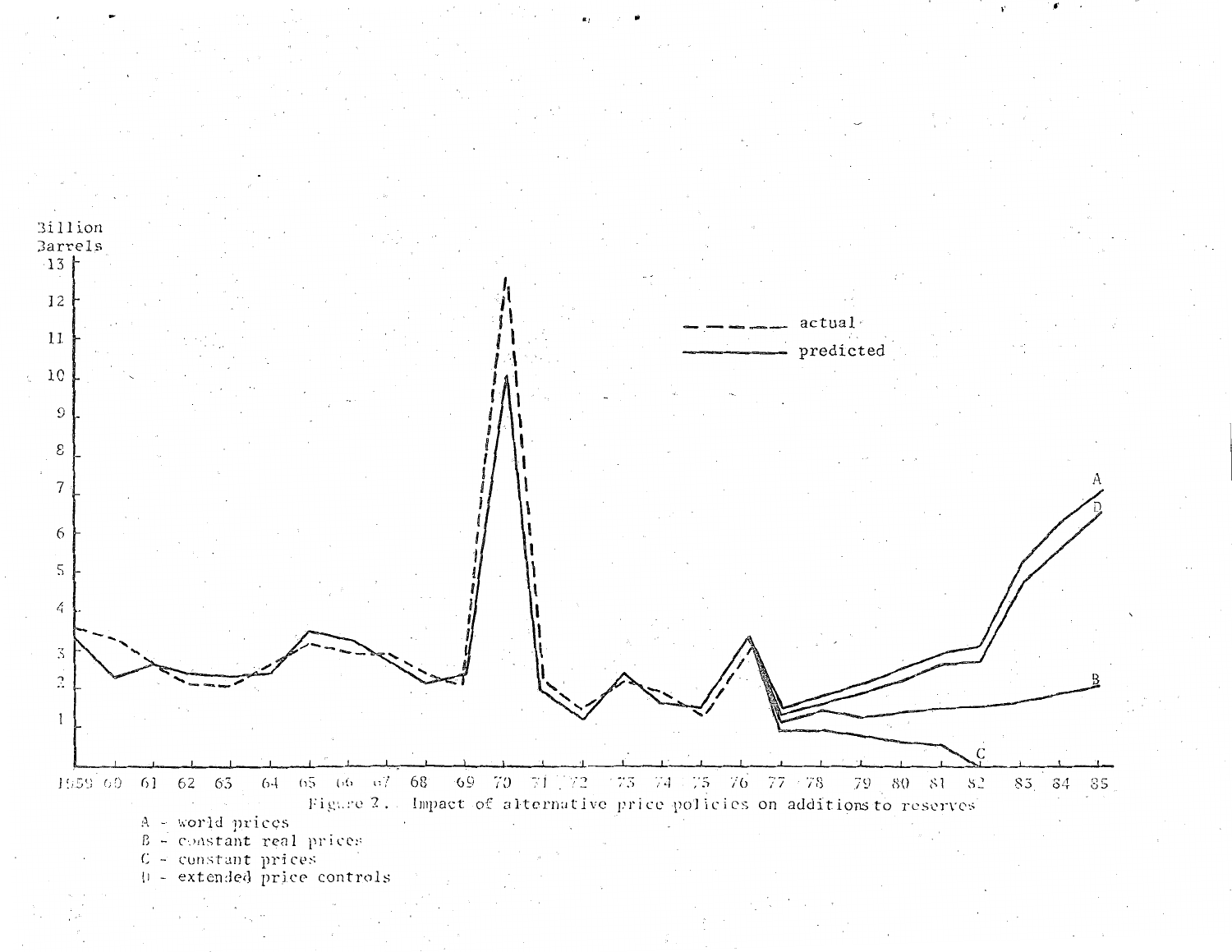Figure 2. Impact of alternative price policies on additions to reserves

A - world prices
B - constant real prices
C - constant prices
D - extended price controls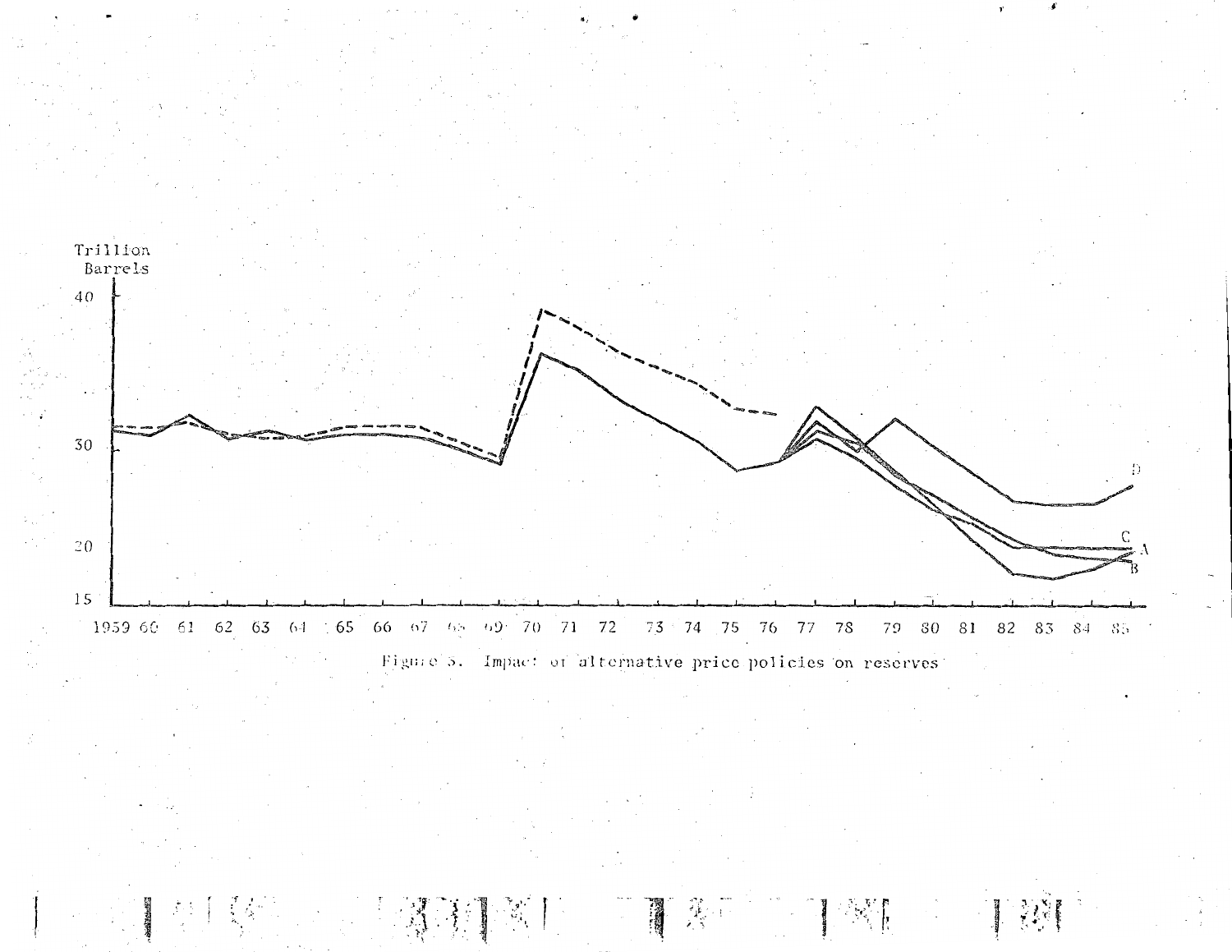Trillion Barrels

40

30

20

15

1959 60 61 62 63 64 65 66 67 68 69 70 71 72 73 74 75 76 77 78 79 80 81 82 83 84 85

D

C

A

B

Figure 5. Impact of alternative price policies on reserves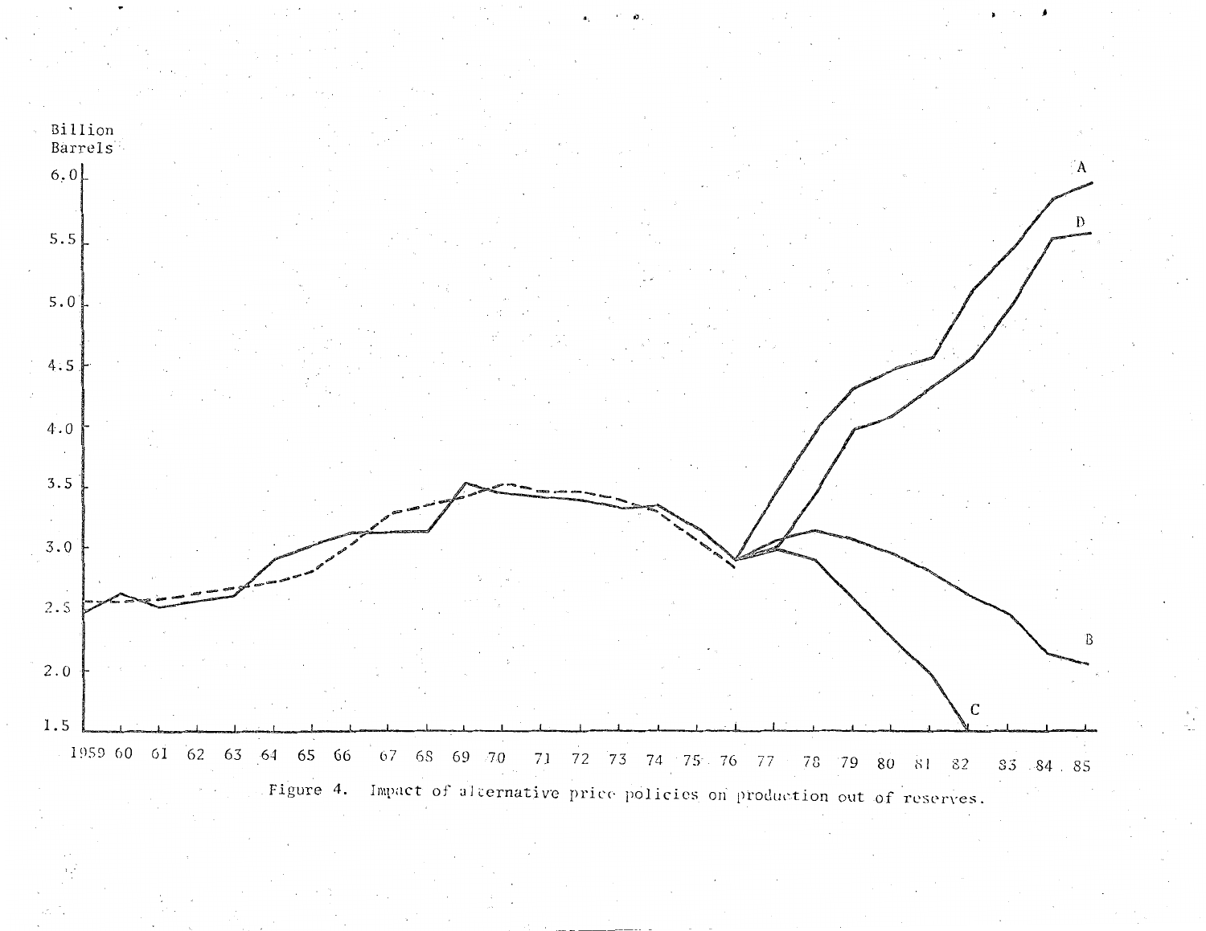Figure 4. Impact of alternative price policies on production out of reserves.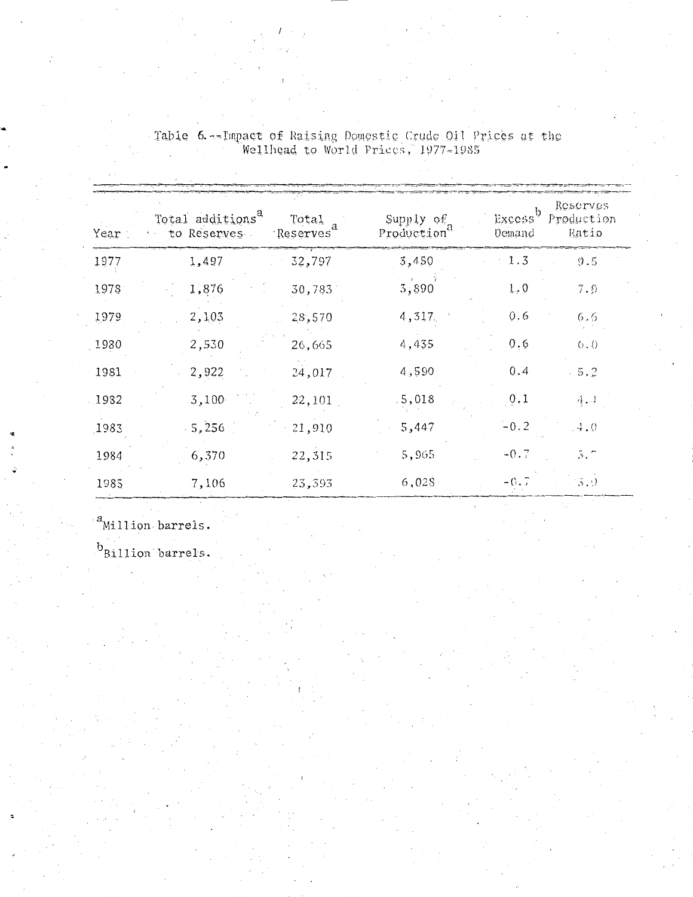Table 6.--Impact of Raising Domestic Crude Oil Prices at the Wellhead to World Prices, 1977-1985

| Year | Total additions[a] to Reserves | Total Reserves[a] | Supply of Production[a] | Excess[b] Demand | Reserves Production Ratio |
|---|---|---|---|---|---|
| 1977 | 1,497 | 32,797 | 3,450 | 1.3 | 9.5 |
| 1978 | 1,876 | 30,783 | 3,890 | 1.0 | 7.9 |
| 1979 | 2,103 | 28,570 | 4,317 | 0.6 | 6.6 |
| 1980 | 2,530 | 26,665 | 4,435 | 0.6 | 6.0 |
| 1981 | 2,922 | 24,017 | 4,590 | 0.4 | 5.2 |
| 1982 | 3,100 | 22,101 | 5,018 | 0.1 | 4.4 |
| 1983 | 5,256 | 21,910 | 5,447 | -0.2 | 4.0 |
| 1984 | 6,370 | 22,315 | 5,965 | -0.7 | 3.7 |
| 1985 | 7,106 | 23,393 | 6,028 | -0.7 | 3.9 |

[a]Million barrels.

[b]Billion barrels.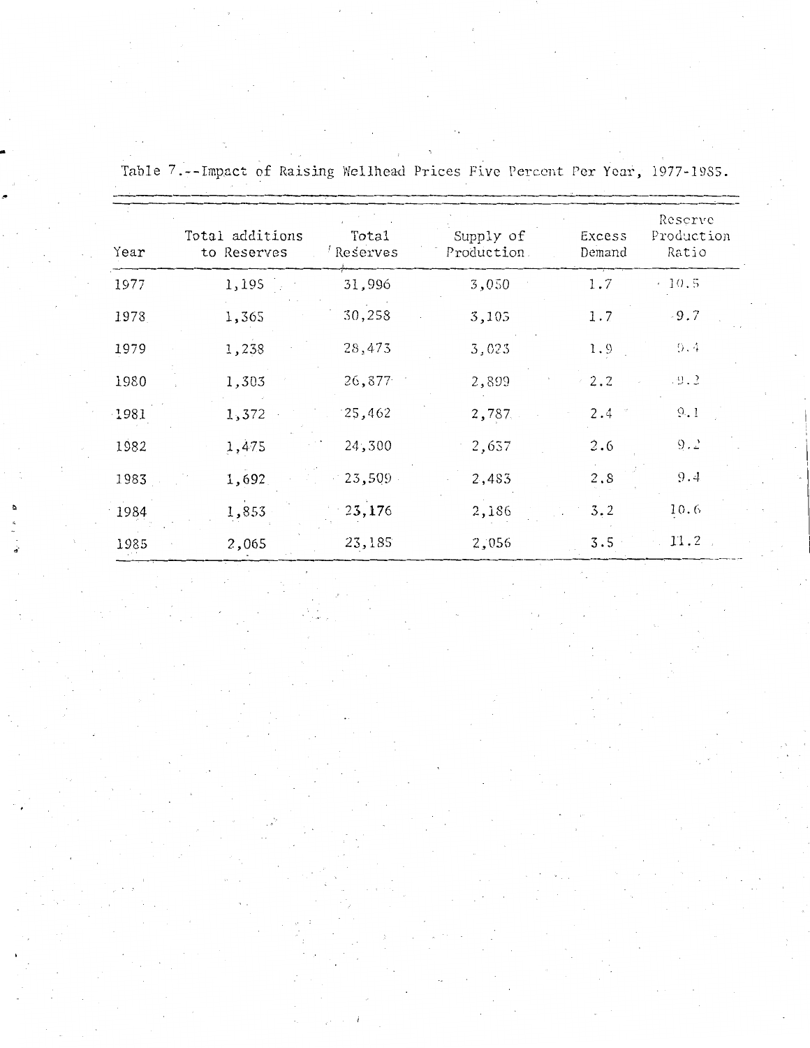Table 7.--Impact of Raising Wellhead Prices Five Percent Per Year, 1977-1985.

| Year | Total additions to Reserves | Total Reserves | Supply of Production | Excess Demand | Reserve Production Ratio |
|---|---|---|---|---|---|
| 1977 | 1,195 | 31,996 | 3,050 | 1.7 | 10.5 |
| 1978 | 1,365 | 30,258 | 3,105 | 1.7 | 9.7 |
| 1979 | 1,238 | 28,473 | 3,023 | 1.9 | 9.4 |
| 1980 | 1,303 | 26,877 | 2,899 | 2.2 | 9.2 |
| 1981 | 1,372 | 25,462 | 2,787 | 2.4 | 9.1 |
| 1982 | 1,475 | 24,300 | 2,637 | 2.6 | 9.2 |
| 1983 | 1,692 | 23,509 | 2,483 | 2.8 | 9.4 |
| 1984 | 1,853 | 23,176 | 2,186 | 3.2 | 10.6 |
| 1985 | 2,065 | 23,185 | 2,056 | 3.5 | 11.2 |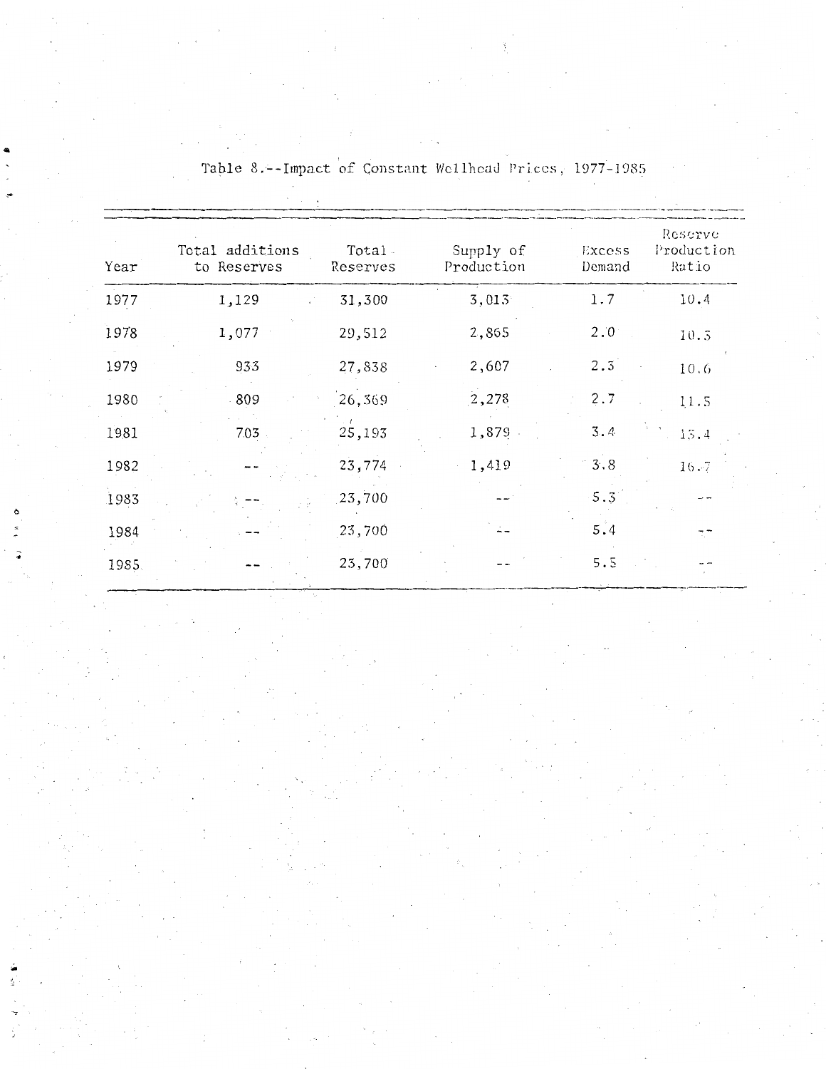Table 8.--Impact of Constant Wellhead Prices, 1977-1985

| Year | Total additions to Reserves | Total Reserves | Supply of Production | Excess Demand | Reserve Production Ratio |
|---|---|---|---|---|---|
| 1977 | 1,129 | 31,300 | 3,013 | 1.7 | 10.4 |
| 1978 | 1,077 | 29,512 | 2,865 | 2.0 | 10.3 |
| 1979 | 933 | 27,838 | 2,607 | 2.3 | 10.6 |
| 1980 | 809 | 26,369 | 2,278 | 2.7 | 11.5 |
| 1981 | 703 | 25,193 | 1,879 | 3.4 | 13.4 |
| 1982 | -- | 23,774 | 1,419 | 3.8 | 16.7 |
| 1983 | -- | 23,700 | -- | 5.3 | -- |
| 1984 | -- | 23,700 | -- | 5.4 | -- |
| 1985 | -- | 23,700 | -- | 5.5 | -- |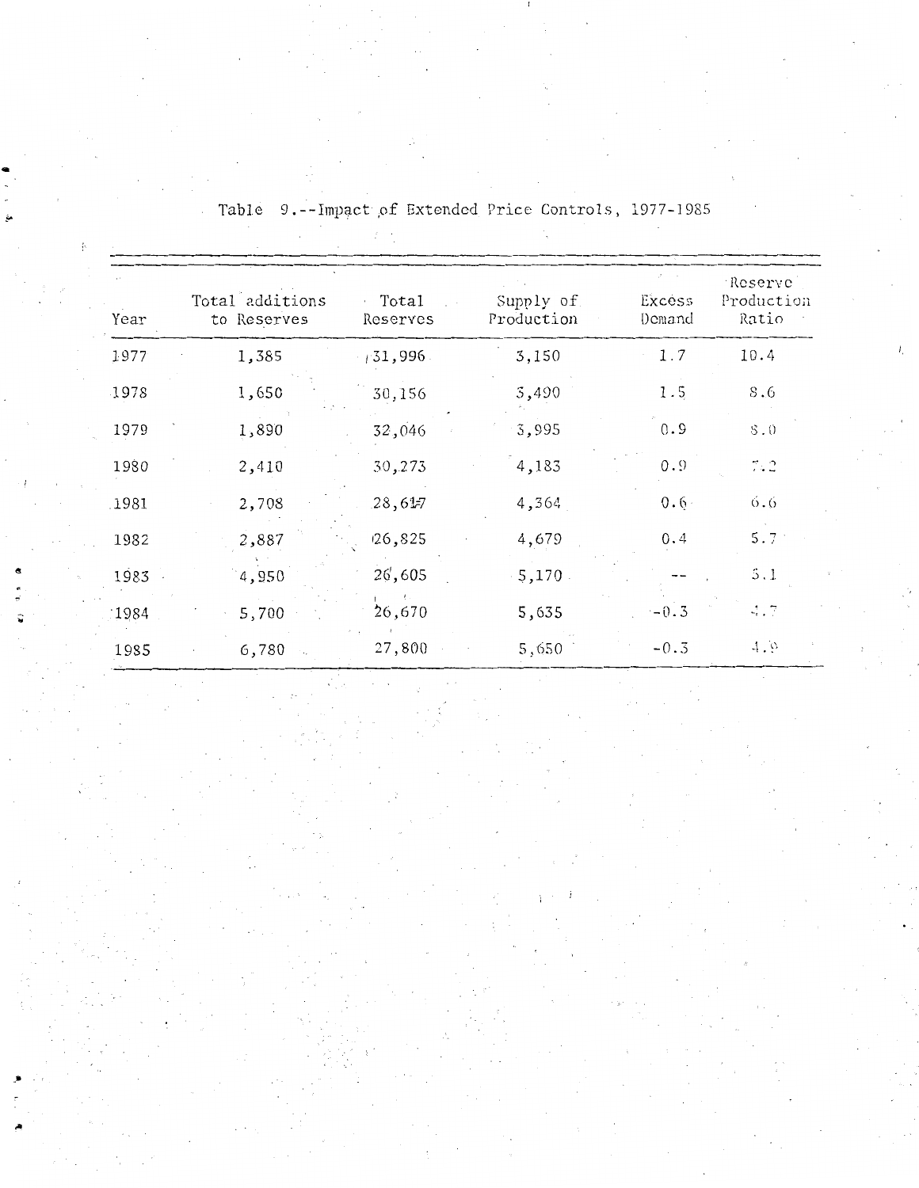Table 9.--Impact of Extended Price Controls, 1977-1985

| Year | Total additions to Reserves | Total Reserves | Supply of Production | Excess Demand | Reserve Production Ratio |
|---|---|---|---|---|---|
| 1977 | 1,385 | 31,996 | 3,150 | 1.7 | 10.4 |
| 1978 | 1,650 | 30,156 | 3,490 | 1.5 | 8.6 |
| 1979 | 1,890 | 32,046 | 3,995 | 0.9 | 8.0 |
| 1980 | 2,410 | 30,273 | 4,183 | 0.9 | 7.2 |
| 1981 | 2,708 | 28,617 | 4,364 | 0.6 | 6.6 |
| 1982 | 2,887 | 26,825 | 4,679 | 0.4 | 5.7 |
| 1983 | 4,950 | 26,605 | 5,170 | -- | 5.1 |
| 1984 | 5,700 | 26,670 | 5,635 | -0.3 | 4.7 |
| 1985 | 6,780 | 27,800 | 5,650 | -0.3 | 4.9 |